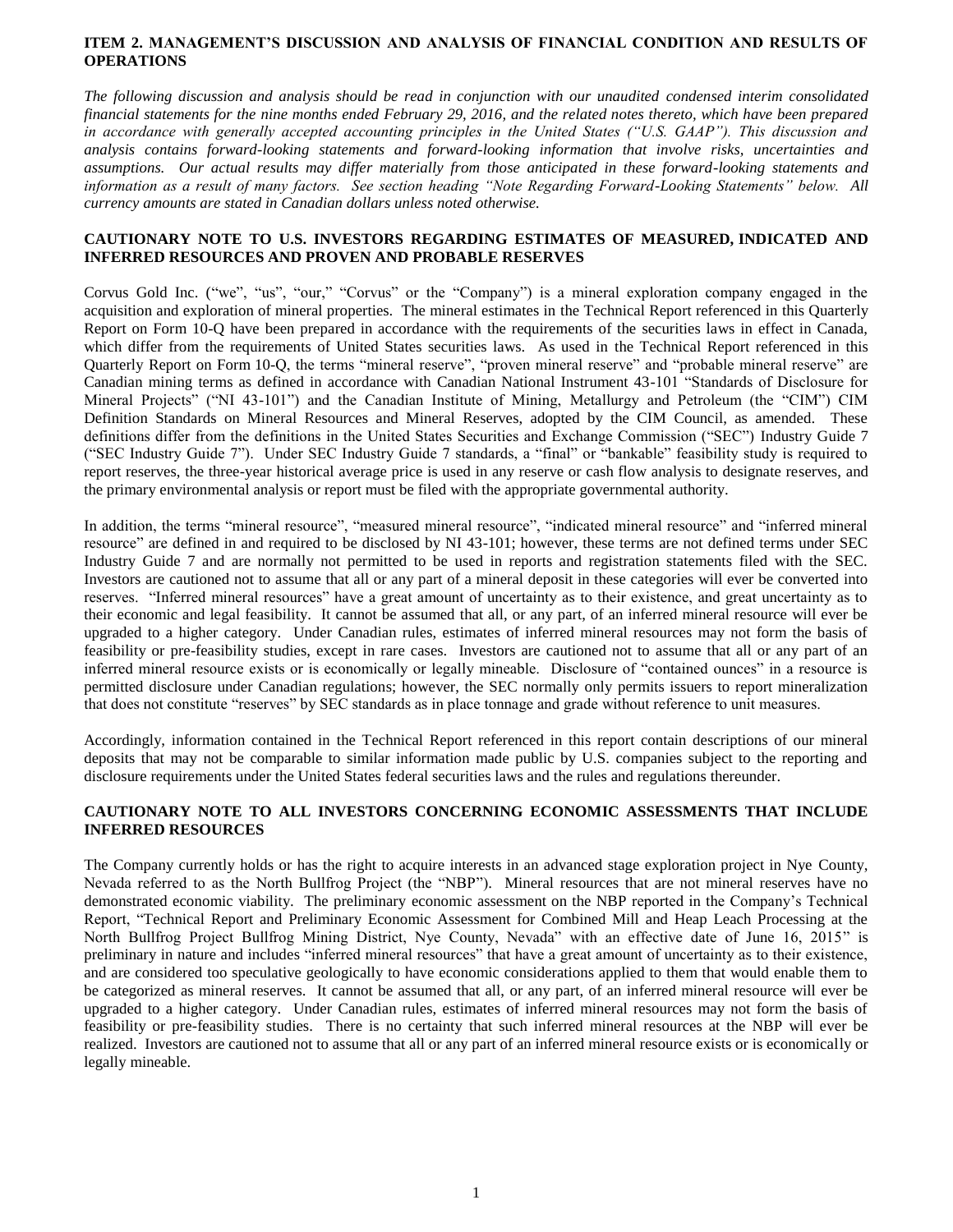## ITEM 2. MANAGEMENT'S DISCUSSION AND ANALYSIS OF FINANCIAL CONDITION AND RESULTS OF OPERATIONS

*The following discussion and analysis should be read in conjunction with our unaudited condensed interim consolidated financial statements for the nine months ended February 29, 2016, and the related notes thereto, which have been prepared in accordance with generally accepted accounting principles in the United States ("U.S. GAAP"). This discussion and analysis contains forward-looking statements and forward-looking information that involve risks, uncertainties and assumptions. Our actual results may differ materially from those anticipated in these forward-looking statements and information as a result of many factors. See section heading "Note Regarding Forward-Looking Statements" below. All currency amounts are stated in Canadian dollars unless noted otherwise.*

### CAUTIONARY NOTE TO U.S. INVESTORS REGARDING ESTIMATES OF MEASURED, INDICATED AND INFERRED RESOURCES AND PROVEN AND PROBABLE RESERVES

Corvus Gold Inc. ("we", "us", "our," "Corvus" or the "Company") is a mineral exploration company engaged in the acquisition and exploration of mineral properties. The mineral estimates in the Technical Report referenced in this Quarterly Report on Form 10-Q have been prepared in accordance with the requirements of the securities laws in effect in Canada, which differ from the requirements of United States securities laws. As used in the Technical Report referenced in this Quarterly Report on Form 10-Q, the terms "mineral reserve", "proven mineral reserve" and "probable mineral reserve" are Canadian mining terms as defined in accordance with Canadian National Instrument 43-101 "Standards of Disclosure for Mineral Projects" ("NI 43-101") and the Canadian Institute of Mining, Metallurgy and Petroleum (the "CIM") CIM Definition Standards on Mineral Resources and Mineral Reserves, adopted by the CIM Council, as amended. These definitions differ from the definitions in the United States Securities and Exchange Commission ("SEC") Industry Guide 7 ("SEC Industry Guide 7"). Under SEC Industry Guide 7 standards, a "final" or "bankable" feasibility study is required to report reserves, the three-year historical average price is used in any reserve or cash flow analysis to designate reserves, and the primary environmental analysis or report must be filed with the appropriate governmental authority.

In addition, the terms "mineral resource", "measured mineral resource", "indicated mineral resource" and "inferred mineral resource" are defined in and required to be disclosed by NI 43-101; however, these terms are not defined terms under SEC Industry Guide 7 and are normally not permitted to be used in reports and registration statements filed with the SEC. Investors are cautioned not to assume that all or any part of a mineral deposit in these categories will ever be converted into reserves. "Inferred mineral resources" have a great amount of uncertainty as to their existence, and great uncertainty as to their economic and legal feasibility. It cannot be assumed that all, or any part, of an inferred mineral resource will ever be upgraded to a higher category. Under Canadian rules, estimates of inferred mineral resources may not form the basis of feasibility or pre-feasibility studies, except in rare cases. Investors are cautioned not to assume that all or any part of an inferred mineral resource exists or is economically or legally mineable. Disclosure of "contained ounces" in a resource is permitted disclosure under Canadian regulations; however, the SEC normally only permits issuers to report mineralization that does not constitute "reserves" by SEC standards as in place tonnage and grade without reference to unit measures.

Accordingly, information contained in the Technical Report referenced in this report contain descriptions of our mineral deposits that may not be comparable to similar information made public by U.S. companies subject to the reporting and disclosure requirements under the United States federal securities laws and the rules and regulations thereunder.

### CAUTIONARY NOTE TO ALL INVESTORS CONCERNING ECONOMIC ASSESSMENTS THAT INCLUDE INFERRED RESOURCES

The Company currently holds or has the right to acquire interests in an advanced stage exploration project in Nye County, Nevada referred to as the North Bullfrog Project (the "NBP"). Mineral resources that are not mineral reserves have no demonstrated economic viability. The preliminary economic assessment on the NBP reported in the Company's Technical Report, "Technical Report and Preliminary Economic Assessment for Combined Mill and Heap Leach Processing at the North Bullfrog Project Bullfrog Mining District, Nye County, Nevada" with an effective date of June 16, 2015" is preliminary in nature and includes "inferred mineral resources" that have a great amount of uncertainty as to their existence, and are considered too speculative geologically to have economic considerations applied to them that would enable them to be categorized as mineral reserves. It cannot be assumed that all, or any part, of an inferred mineral resource will ever be upgraded to a higher category. Under Canadian rules, estimates of inferred mineral resources may not form the basis of feasibility or pre-feasibility studies. There is no certainty that such inferred mineral resources at the NBP will ever be realized. Investors are cautioned not to assume that all or any part of an inferred mineral resource exists or is economically or legally mineable.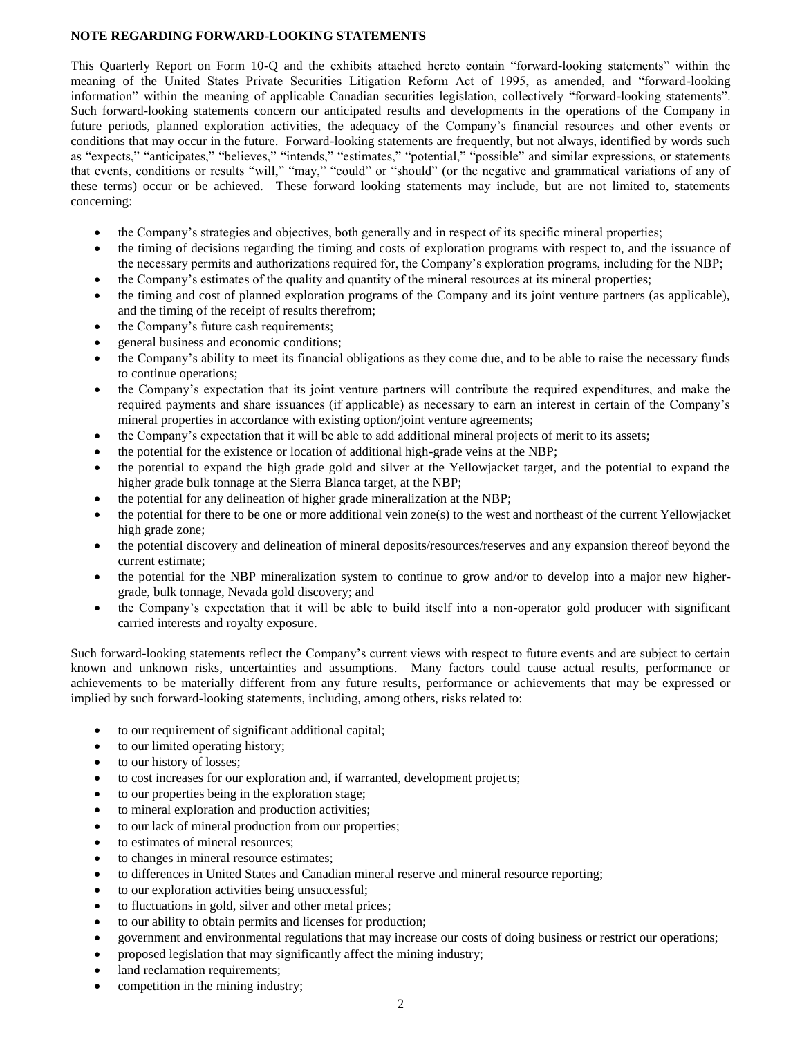**NOTE REGARDING FORWARD-LOOKING STATEMENTS**

This Quarterly Report on Form 10-Q and the exhibits attached hereto contain "forward-looking statements" within the meaning of the United States Private Securities Litigation Reform Act of 1995, as amended, and "forward-looking information" within the meaning of applicable Canadian securities legislation, collectively "forward-looking statements". Such forward-looking statements concern our anticipated results and developments in the operations of the Company in future periods, planned exploration activities, the adequacy of the Company's financial resources and other events or conditions that may occur in the future. Forward-looking statements are frequently, but not always, identified by words such as "expects," "anticipates," "believes," "intends," "estimates," "potential," "possible" and similar expressions, or statements that events, conditions or results "will," "may," "could" or "should" (or the negative and grammatical variations of any of these terms) occur or be achieved. These forward looking statements may include, but are not limited to, statements concerning:

- the Company's strategies and objectives, both generally and in respect of its specific mineral properties;
- the timing of decisions regarding the timing and costs of exploration programs with respect to, and the issuance of the necessary permits and authorizations required for, the Company's exploration programs, including for the NBP;
- the Company's estimates of the quality and quantity of the mineral resources at its mineral properties;
- the timing and cost of planned exploration programs of the Company and its joint venture partners (as applicable), and the timing of the receipt of results therefrom;
- the Company's future cash requirements;
- general business and economic conditions;
- the Company's ability to meet its financial obligations as they come due, and to be able to raise the necessary funds to continue operations;
- the Company's expectation that its joint venture partners will contribute the required expenditures, and make the required payments and share issuances (if applicable) as necessary to earn an interest in certain of the Company's mineral properties in accordance with existing option/joint venture agreements;
- the Company's expectation that it will be able to add additional mineral projects of merit to its assets;
- the potential for the existence or location of additional high-grade veins at the NBP;
- the potential to expand the high grade gold and silver at the Yellowjacket target, and the potential to expand the higher grade bulk tonnage at the Sierra Blanca target, at the NBP;
- the potential for any delineation of higher grade mineralization at the NBP;
- the potential for there to be one or more additional vein zone(s) to the west and northeast of the current Yellowjacket high grade zone;
- the potential discovery and delineation of mineral deposits/resources/reserves and any expansion thereof beyond the current estimate;
- the potential for the NBP mineralization system to continue to grow and/or to develop into a major new higher-grade, bulk tonnage, Nevada gold discovery; and
- the Company's expectation that it will be able to build itself into a non-operator gold producer with significant carried interests and royalty exposure.

Such forward-looking statements reflect the Company's current views with respect to future events and are subject to certain known and unknown risks, uncertainties and assumptions. Many factors could cause actual results, performance or achievements to be materially different from any future results, performance or achievements that may be expressed or implied by such forward-looking statements, including, among others, risks related to:

- to our requirement of significant additional capital;
- to our limited operating history;
- to our history of losses;
- to cost increases for our exploration and, if warranted, development projects;
- to our properties being in the exploration stage;
- to mineral exploration and production activities;
- to our lack of mineral production from our properties;
- to estimates of mineral resources;
- to changes in mineral resource estimates;
- to differences in United States and Canadian mineral reserve and mineral resource reporting;
- to our exploration activities being unsuccessful;
- to fluctuations in gold, silver and other metal prices;
- to our ability to obtain permits and licenses for production;
- government and environmental regulations that may increase our costs of doing business or restrict our operations;
- proposed legislation that may significantly affect the mining industry;
- land reclamation requirements;
- competition in the mining industry;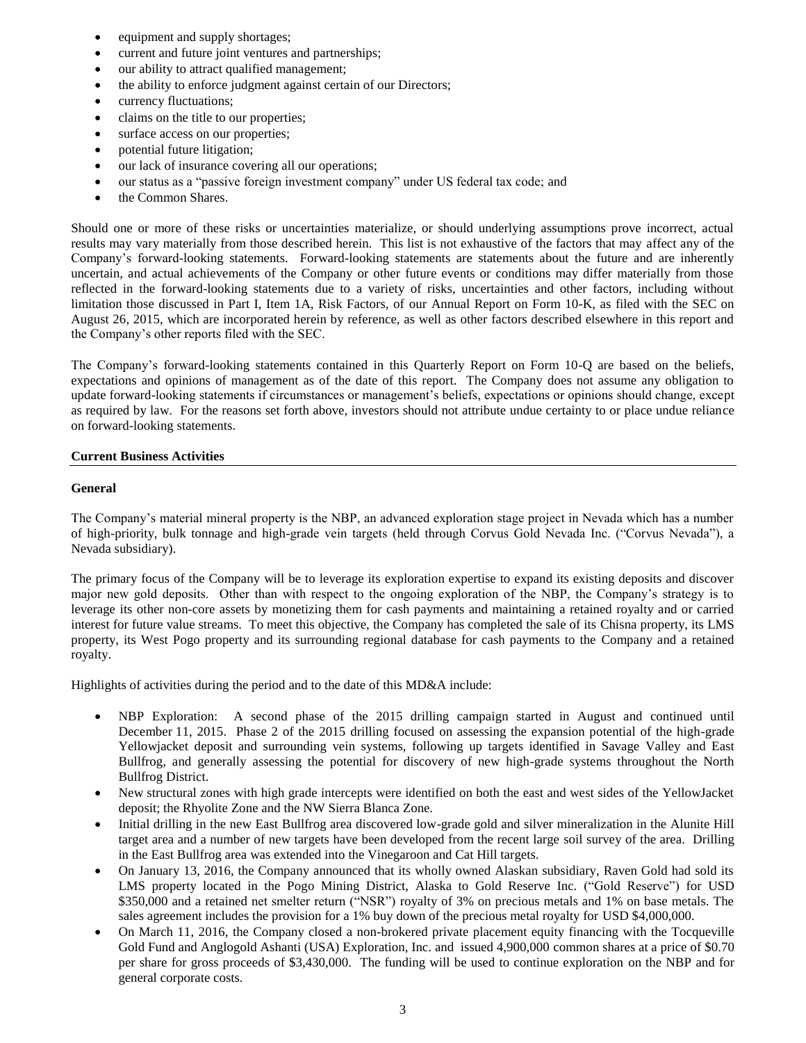- equipment and supply shortages;
- current and future joint ventures and partnerships;
- our ability to attract qualified management;
- the ability to enforce judgment against certain of our Directors;
- currency fluctuations;
- claims on the title to our properties;
- surface access on our properties;
- potential future litigation;
- our lack of insurance covering all our operations;
- our status as a "passive foreign investment company" under US federal tax code; and
- the Common Shares.

Should one or more of these risks or uncertainties materialize, or should underlying assumptions prove incorrect, actual results may vary materially from those described herein. This list is not exhaustive of the factors that may affect any of the Company's forward-looking statements. Forward-looking statements are statements about the future and are inherently uncertain, and actual achievements of the Company or other future events or conditions may differ materially from those reflected in the forward-looking statements due to a variety of risks, uncertainties and other factors, including without limitation those discussed in Part I, Item 1A, Risk Factors, of our Annual Report on Form 10-K, as filed with the SEC on August 26, 2015, which are incorporated herein by reference, as well as other factors described elsewhere in this report and the Company's other reports filed with the SEC.

The Company's forward-looking statements contained in this Quarterly Report on Form 10-Q are based on the beliefs, expectations and opinions of management as of the date of this report. The Company does not assume any obligation to update forward-looking statements if circumstances or management's beliefs, expectations or opinions should change, except as required by law. For the reasons set forth above, investors should not attribute undue certainty to or place undue reliance on forward-looking statements.

**Current Business Activities**

**General**

The Company's material mineral property is the NBP, an advanced exploration stage project in Nevada which has a number of high-priority, bulk tonnage and high-grade vein targets (held through Corvus Gold Nevada Inc. ("Corvus Nevada"), a Nevada subsidiary).

The primary focus of the Company will be to leverage its exploration expertise to expand its existing deposits and discover major new gold deposits. Other than with respect to the ongoing exploration of the NBP, the Company's strategy is to leverage its other non-core assets by monetizing them for cash payments and maintaining a retained royalty and or carried interest for future value streams. To meet this objective, the Company has completed the sale of its Chisna property, its LMS property, its West Pogo property and its surrounding regional database for cash payments to the Company and a retained royalty.

Highlights of activities during the period and to the date of this MD&A include:

- NBP Exploration: A second phase of the 2015 drilling campaign started in August and continued until December 11, 2015. Phase 2 of the 2015 drilling focused on assessing the expansion potential of the high-grade Yellowjacket deposit and surrounding vein systems, following up targets identified in Savage Valley and East Bullfrog, and generally assessing the potential for discovery of new high-grade systems throughout the North Bullfrog District.
- New structural zones with high grade intercepts were identified on both the east and west sides of the YellowJacket deposit; the Rhyolite Zone and the NW Sierra Blanca Zone.
- Initial drilling in the new East Bullfrog area discovered low-grade gold and silver mineralization in the Alunite Hill target area and a number of new targets have been developed from the recent large soil survey of the area. Drilling in the East Bullfrog area was extended into the Vinegaroon and Cat Hill targets.
- On January 13, 2016, the Company announced that its wholly owned Alaskan subsidiary, Raven Gold had sold its LMS property located in the Pogo Mining District, Alaska to Gold Reserve Inc. ("Gold Reserve") for USD \$350,000 and a retained net smelter return ("NSR") royalty of 3% on precious metals and 1% on base metals. The sales agreement includes the provision for a 1% buy down of the precious metal royalty for USD \$4,000,000.
- On March 11, 2016, the Company closed a non-brokered private placement equity financing with the Tocqueville Gold Fund and Anglogold Ashanti (USA) Exploration, Inc. and issued 4,900,000 common shares at a price of \$0.70 per share for gross proceeds of \$3,430,000. The funding will be used to continue exploration on the NBP and for general corporate costs.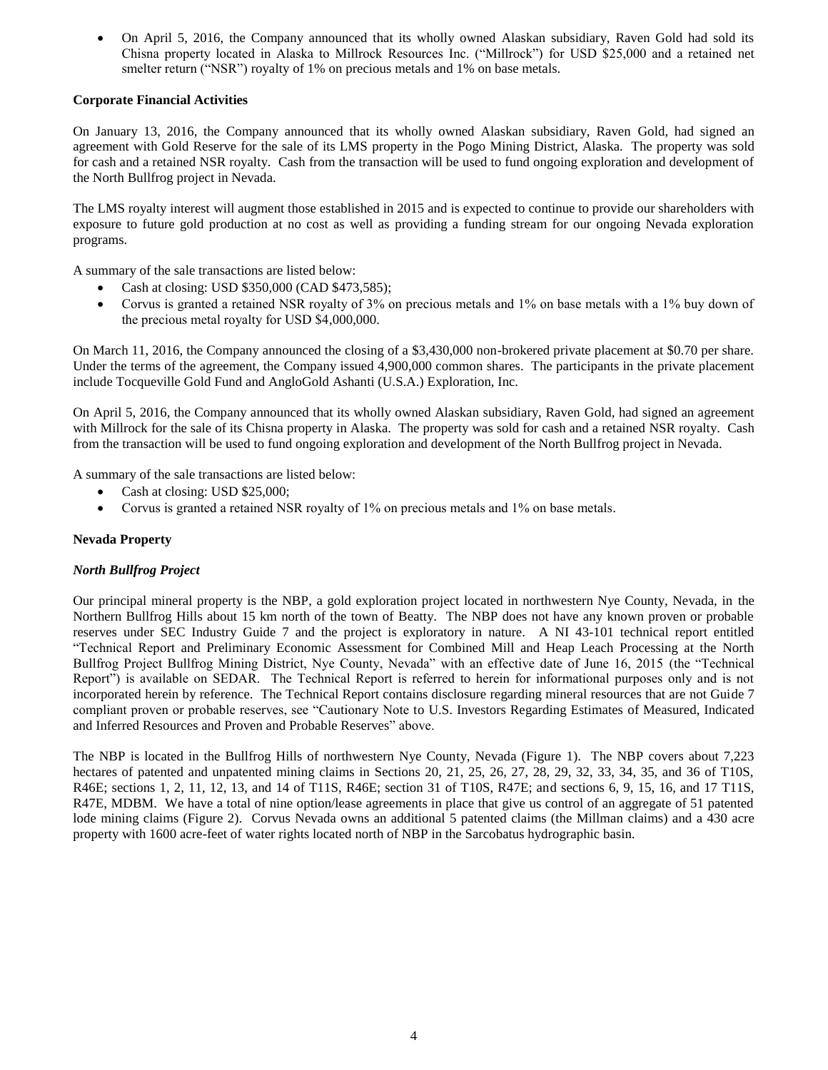- On April 5, 2016, the Company announced that its wholly owned Alaskan subsidiary, Raven Gold had sold its Chisna property located in Alaska to Millrock Resources Inc. ("Millrock") for USD $25,000 and a retained net smelter return ("NSR") royalty of 1% on precious metals and 1% on base metals.

**Corporate Financial Activities**

On January 13, 2016, the Company announced that its wholly owned Alaskan subsidiary, Raven Gold, had signed an agreement with Gold Reserve for the sale of its LMS property in the Pogo Mining District, Alaska. The property was sold for cash and a retained NSR royalty. Cash from the transaction will be used to fund ongoing exploration and development of the North Bullfrog project in Nevada.

The LMS royalty interest will augment those established in 2015 and is expected to continue to provide our shareholders with exposure to future gold production at no cost as well as providing a funding stream for our ongoing Nevada exploration programs.

A summary of the sale transactions are listed below:

- Cash at closing: USD $350,000 (CAD $473,585);
- Corvus is granted a retained NSR royalty of 3% on precious metals and 1% on base metals with a 1% buy down of the precious metal royalty for USD $4,000,000.

On March 11, 2016, the Company announced the closing of a $3,430,000 non-brokered private placement at $0.70 per share. Under the terms of the agreement, the Company issued 4,900,000 common shares. The participants in the private placement include Tocqueville Gold Fund and AngloGold Ashanti (U.S.A.) Exploration, Inc.

On April 5, 2016, the Company announced that its wholly owned Alaskan subsidiary, Raven Gold, had signed an agreement with Millrock for the sale of its Chisna property in Alaska. The property was sold for cash and a retained NSR royalty. Cash from the transaction will be used to fund ongoing exploration and development of the North Bullfrog project in Nevada.

A summary of the sale transactions are listed below:

- Cash at closing: USD $25,000;
- Corvus is granted a retained NSR royalty of 1% on precious metals and 1% on base metals.

**Nevada Property**

***North Bullfrog Project***

Our principal mineral property is the NBP, a gold exploration project located in northwestern Nye County, Nevada, in the Northern Bullfrog Hills about 15 km north of the town of Beatty. The NBP does not have any known proven or probable reserves under SEC Industry Guide 7 and the project is exploratory in nature. A NI 43-101 technical report entitled "Technical Report and Preliminary Economic Assessment for Combined Mill and Heap Leach Processing at the North Bullfrog Project Bullfrog Mining District, Nye County, Nevada" with an effective date of June 16, 2015 (the "Technical Report") is available on SEDAR. The Technical Report is referred to herein for informational purposes only and is not incorporated herein by reference. The Technical Report contains disclosure regarding mineral resources that are not Guide 7 compliant proven or probable reserves, see "Cautionary Note to U.S. Investors Regarding Estimates of Measured, Indicated and Inferred Resources and Proven and Probable Reserves" above.

The NBP is located in the Bullfrog Hills of northwestern Nye County, Nevada (Figure 1). The NBP covers about 7,223 hectares of patented and unpatented mining claims in Sections 20, 21, 25, 26, 27, 28, 29, 32, 33, 34, 35, and 36 of T10S, R46E; sections 1, 2, 11, 12, 13, and 14 of T11S, R46E; section 31 of T10S, R47E; and sections 6, 9, 15, 16, and 17 T11S, R47E, MDBM. We have a total of nine option/lease agreements in place that give us control of an aggregate of 51 patented lode mining claims (Figure 2). Corvus Nevada owns an additional 5 patented claims (the Millman claims) and a 430 acre property with 1600 acre-feet of water rights located north of NBP in the Sarcobatus hydrographic basin.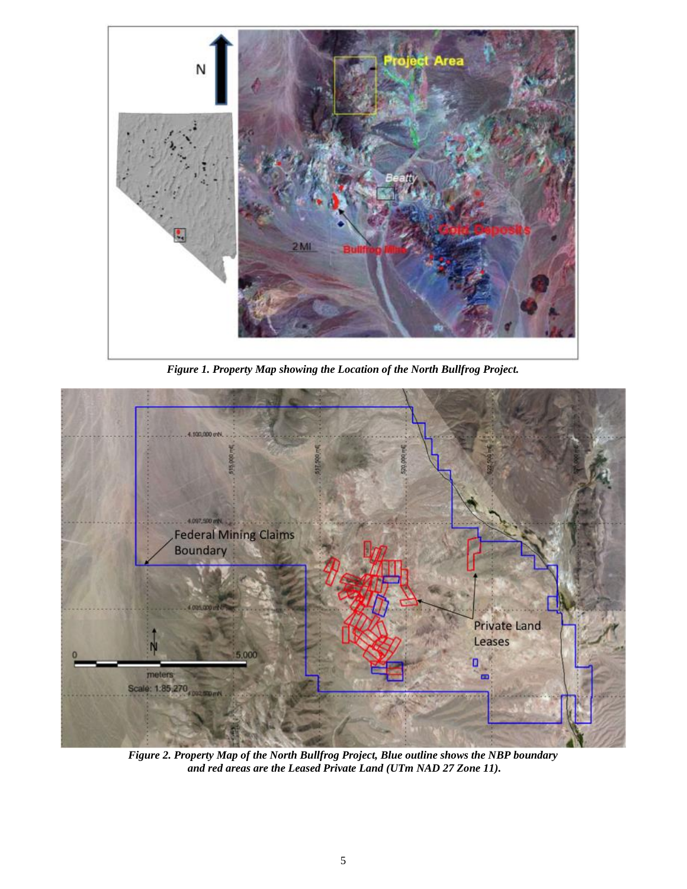*Figure 1. Property Map showing the Location of the North Bullfrog Project.*

*Figure 2. Property Map of the North Bullfrog Project, Blue outline shows the NBP boundary and red areas are the Leased Private Land (UTm NAD 27 Zone 11).*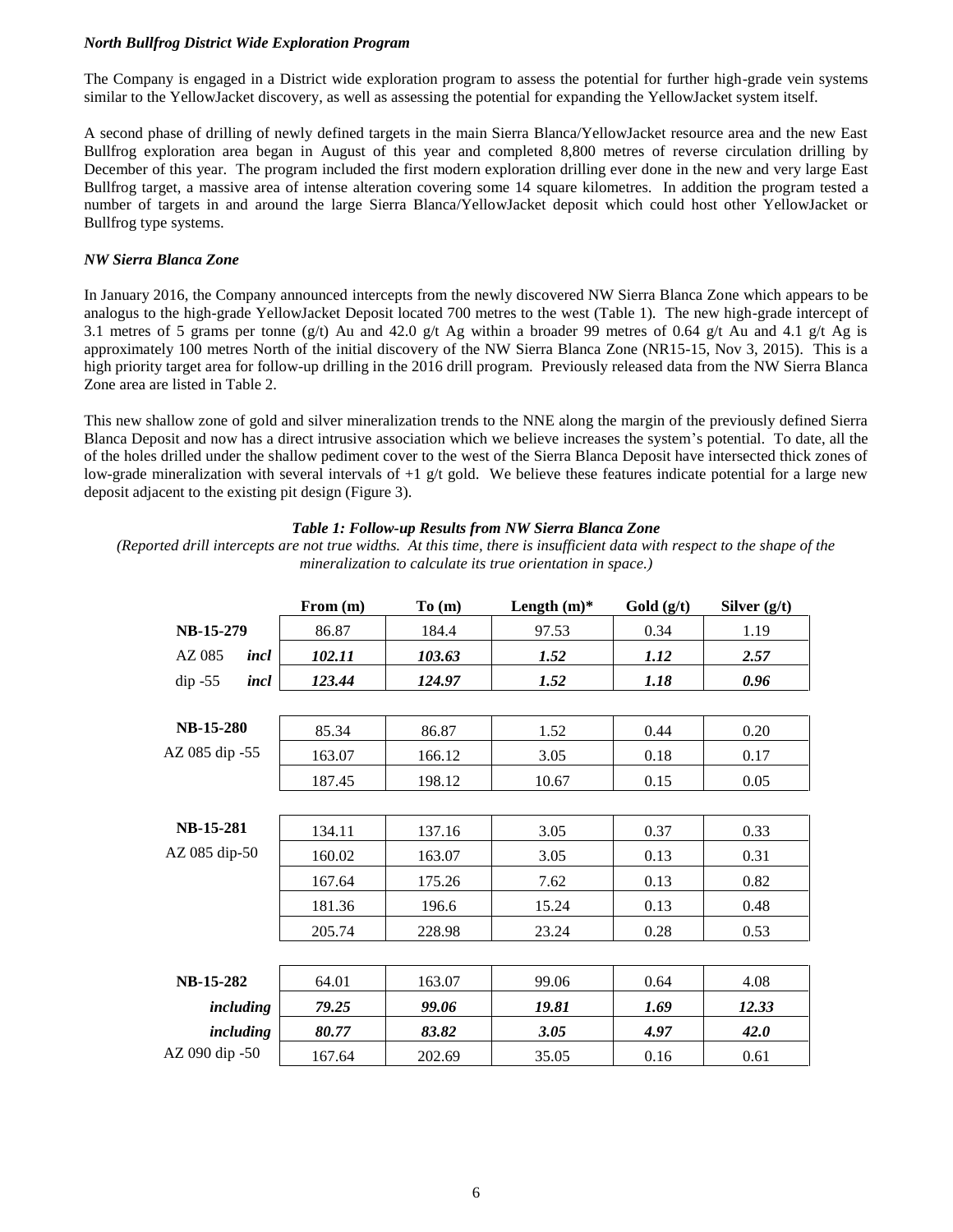*North Bullfrog District Wide Exploration Program*

The Company is engaged in a District wide exploration program to assess the potential for further high-grade vein systems similar to the YellowJacket discovery, as well as assessing the potential for expanding the YellowJacket system itself.

A second phase of drilling of newly defined targets in the main Sierra Blanca/YellowJacket resource area and the new East Bullfrog exploration area began in August of this year and completed 8,800 metres of reverse circulation drilling by December of this year. The program included the first modern exploration drilling ever done in the new and very large East Bullfrog target, a massive area of intense alteration covering some 14 square kilometres. In addition the program tested a number of targets in and around the large Sierra Blanca/YellowJacket deposit which could host other YellowJacket or Bullfrog type systems.

*NW Sierra Blanca Zone*

In January 2016, the Company announced intercepts from the newly discovered NW Sierra Blanca Zone which appears to be analogus to the high-grade YellowJacket Deposit located 700 metres to the west (Table 1). The new high-grade intercept of 3.1 metres of 5 grams per tonne (g/t) Au and 42.0 g/t Ag within a broader 99 metres of 0.64 g/t Au and 4.1 g/t Ag is approximately 100 metres North of the initial discovery of the NW Sierra Blanca Zone (NR15-15, Nov 3, 2015). This is a high priority target area for follow-up drilling in the 2016 drill program. Previously released data from the NW Sierra Blanca Zone area are listed in Table 2.

This new shallow zone of gold and silver mineralization trends to the NNE along the margin of the previously defined Sierra Blanca Deposit and now has a direct intrusive association which we believe increases the system's potential. To date, all the of the holes drilled under the shallow pediment cover to the west of the Sierra Blanca Deposit have intersected thick zones of low-grade mineralization with several intervals of +1 g/t gold. We believe these features indicate potential for a large new deposit adjacent to the existing pit design (Figure 3).

***Table 1: Follow-up Results from NW Sierra Blanca Zone***

*(Reported drill intercepts are not true widths. At this time, there is insufficient data with respect to the shape of the mineralization to calculate its true orientation in space.)*

| | | From (m) | To (m) | Length (m)* | Gold (g/t) | Silver (g/t) |
|---|---|---|---|---|---|---|
| **NB-15-279** | | 86.87 | 184.4 | 97.53 | 0.34 | 1.19 |
| AZ 085 | ***incl*** | ***102.11*** | ***103.63*** | ***1.52*** | ***1.12*** | ***2.57*** |
| dip -55 | ***incl*** | ***123.44*** | ***124.97*** | ***1.52*** | ***1.18*** | ***0.96*** |
| **NB-15-280** | | 85.34 | 86.87 | 1.52 | 0.44 | 0.20 |
| AZ 085 dip -55 | | 163.07 | 166.12 | 3.05 | 0.18 | 0.17 |
| | | 187.45 | 198.12 | 10.67 | 0.15 | 0.05 |
| **NB-15-281** | | 134.11 | 137.16 | 3.05 | 0.37 | 0.33 |
| AZ 085 dip-50 | | 160.02 | 163.07 | 3.05 | 0.13 | 0.31 |
| | | 167.64 | 175.26 | 7.62 | 0.13 | 0.82 |
| | | 181.36 | 196.6 | 15.24 | 0.13 | 0.48 |
| | | 205.74 | 228.98 | 23.24 | 0.28 | 0.53 |
| **NB-15-282** | | 64.01 | 163.07 | 99.06 | 0.64 | 4.08 |
| | ***including*** | ***79.25*** | ***99.06*** | ***19.81*** | ***1.69*** | ***12.33*** |
| | ***including*** | ***80.77*** | ***83.82*** | ***3.05*** | ***4.97*** | ***42.0*** |
| AZ 090 dip -50 | | 167.64 | 202.69 | 35.05 | 0.16 | 0.61 |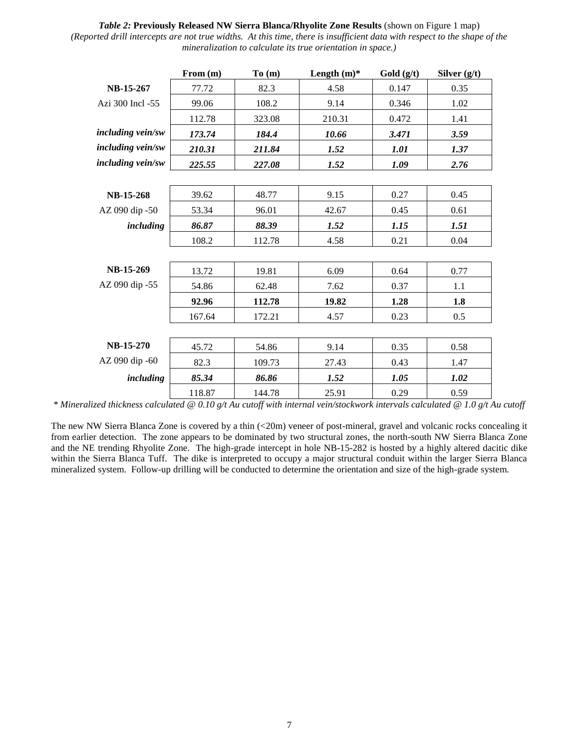***Table 2:*** **Previously Released NW Sierra Blanca/Rhyolite Zone Results** (shown on Figure 1 map)
*(Reported drill intercepts are not true widths. At this time, there is insufficient data with respect to the shape of the mineralization to calculate its true orientation in space.)*

| | From (m) | To (m) | Length (m)* | Gold (g/t) | Silver (g/t) |
|---|---|---|---|---|---|
| **NB-15-267** | 77.72 | 82.3 | 4.58 | 0.147 | 0.35 |
| Azi 300 Incl -55 | 99.06 | 108.2 | 9.14 | 0.346 | 1.02 |
| | 112.78 | 323.08 | 210.31 | 0.472 | 1.41 |
| ***including vein/sw*** | ***173.74*** | ***184.4*** | ***10.66*** | ***3.471*** | ***3.59*** |
| ***including vein/sw*** | ***210.31*** | ***211.84*** | ***1.52*** | ***1.01*** | ***1.37*** |
| ***including vein/sw*** | ***225.55*** | ***227.08*** | ***1.52*** | ***1.09*** | ***2.76*** |
| | | | | | |
| **NB-15-268** | 39.62 | 48.77 | 9.15 | 0.27 | 0.45 |
| AZ 090 dip -50 | 53.34 | 96.01 | 42.67 | 0.45 | 0.61 |
| ***including*** | ***86.87*** | ***88.39*** | ***1.52*** | ***1.15*** | ***1.51*** |
| | 108.2 | 112.78 | 4.58 | 0.21 | 0.04 |
| | | | | | |
| **NB-15-269** | 13.72 | 19.81 | 6.09 | 0.64 | 0.77 |
| AZ 090 dip -55 | 54.86 | 62.48 | 7.62 | 0.37 | 1.1 |
| | **92.96** | **112.78** | **19.82** | **1.28** | **1.8** |
| | 167.64 | 172.21 | 4.57 | 0.23 | 0.5 |
| | | | | | |
| **NB-15-270** | 45.72 | 54.86 | 9.14 | 0.35 | 0.58 |
| AZ 090 dip -60 | 82.3 | 109.73 | 27.43 | 0.43 | 1.47 |
| ***including*** | ***85.34*** | ***86.86*** | ***1.52*** | ***1.05*** | ***1.02*** |
| | 118.87 | 144.78 | 25.91 | 0.29 | 0.59 |

*\* Mineralized thickness calculated @ 0.10 g/t Au cutoff with internal vein/stockwork intervals calculated @ 1.0 g/t Au cutoff*

The new NW Sierra Blanca Zone is covered by a thin (<20m) veneer of post-mineral, gravel and volcanic rocks concealing it from earlier detection. The zone appears to be dominated by two structural zones, the north-south NW Sierra Blanca Zone and the NE trending Rhyolite Zone. The high-grade intercept in hole NB-15-282 is hosted by a highly altered dacitic dike within the Sierra Blanca Tuff. The dike is interpreted to occupy a major structural conduit within the larger Sierra Blanca mineralized system. Follow-up drilling will be conducted to determine the orientation and size of the high-grade system.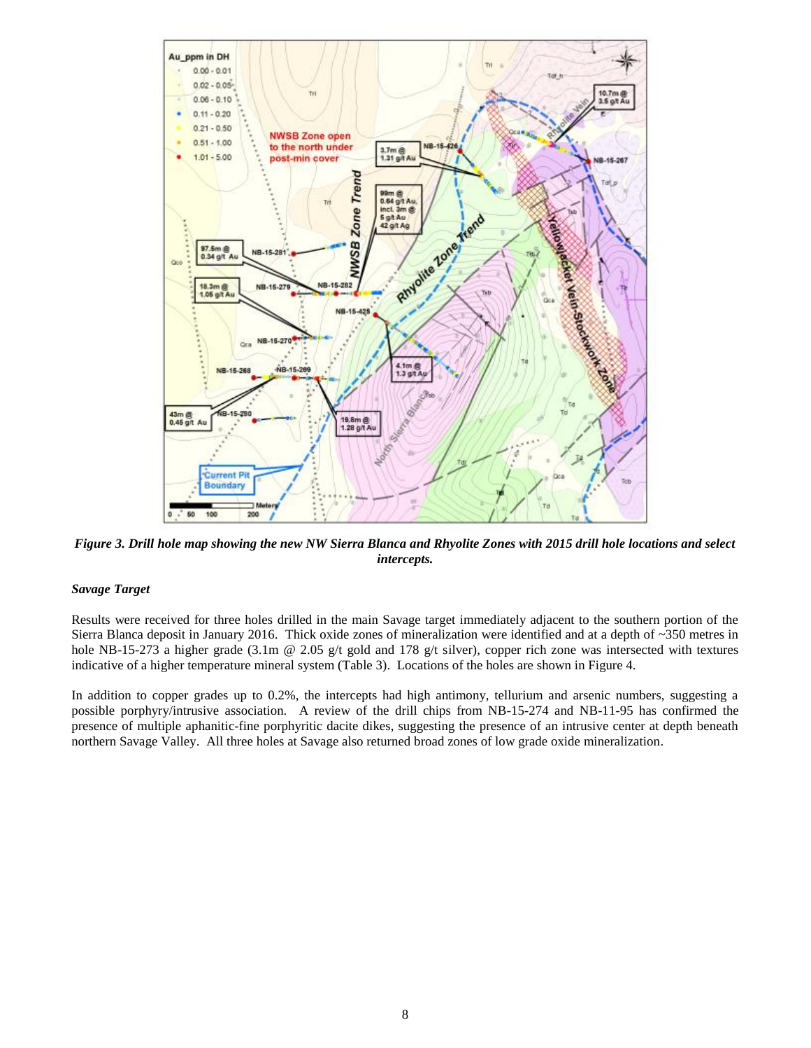*Figure 3. Drill hole map showing the new NW Sierra Blanca and Rhyolite Zones with 2015 drill hole locations and select intercepts.*

***Savage Target***

Results were received for three holes drilled in the main Savage target immediately adjacent to the southern portion of the Sierra Blanca deposit in January 2016. Thick oxide zones of mineralization were identified and at a depth of ~350 metres in hole NB-15-273 a higher grade (3.1m @ 2.05 g/t gold and 178 g/t silver), copper rich zone was intersected with textures indicative of a higher temperature mineral system (Table 3). Locations of the holes are shown in Figure 4.

In addition to copper grades up to 0.2%, the intercepts had high antimony, tellurium and arsenic numbers, suggesting a possible porphyry/intrusive association. A review of the drill chips from NB-15-274 and NB-11-95 has confirmed the presence of multiple aphanitic-fine porphyritic dacite dikes, suggesting the presence of an intrusive center at depth beneath northern Savage Valley. All three holes at Savage also returned broad zones of low grade oxide mineralization.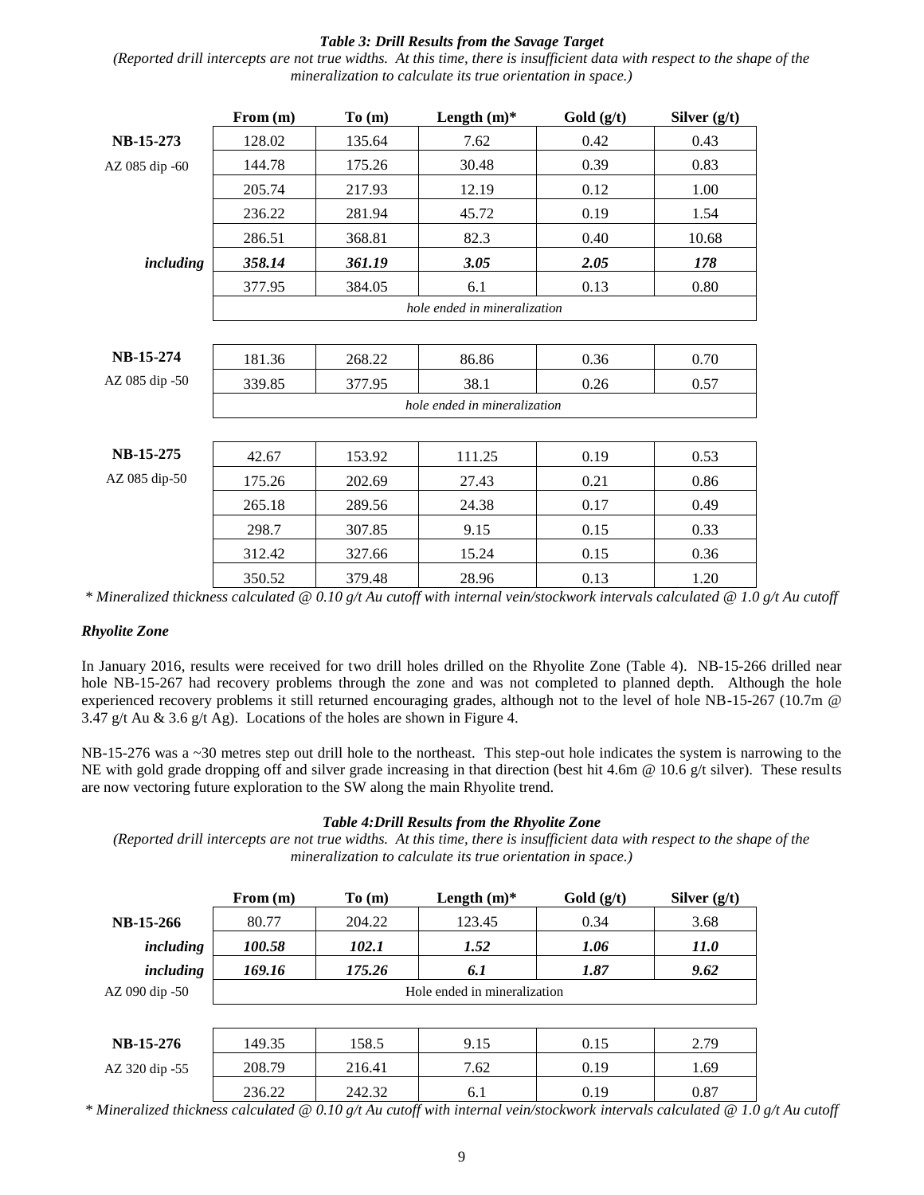***Table 3: Drill Results from the Savage Target***

*(Reported drill intercepts are not true widths. At this time, there is insufficient data with respect to the shape of the mineralization to calculate its true orientation in space.)*

| | From (m) | To (m) | Length (m)* | Gold (g/t) | Silver (g/t) |
|---|---|---|---|---|---|
| **NB-15-273** | 128.02 | 135.64 | 7.62 | 0.42 | 0.43 |
| AZ 085 dip -60 | 144.78 | 175.26 | 30.48 | 0.39 | 0.83 |
| | 205.74 | 217.93 | 12.19 | 0.12 | 1.00 |
| | 236.22 | 281.94 | 45.72 | 0.19 | 1.54 |
| | 286.51 | 368.81 | 82.3 | 0.40 | 10.68 |
| ***including*** | ***358.14*** | ***361.19*** | ***3.05*** | ***2.05*** | ***178*** |
| | 377.95 | 384.05 | 6.1 | 0.13 | 0.80 |
| | *hole ended in mineralization* | | | | |
| **NB-15-274** | 181.36 | 268.22 | 86.86 | 0.36 | 0.70 |
| AZ 085 dip -50 | 339.85 | 377.95 | 38.1 | 0.26 | 0.57 |
| | *hole ended in mineralization* | | | | |
| **NB-15-275** | 42.67 | 153.92 | 111.25 | 0.19 | 0.53 |
| AZ 085 dip-50 | 175.26 | 202.69 | 27.43 | 0.21 | 0.86 |
| | 265.18 | 289.56 | 24.38 | 0.17 | 0.49 |
| | 298.7 | 307.85 | 9.15 | 0.15 | 0.33 |
| | 312.42 | 327.66 | 15.24 | 0.15 | 0.36 |
| | 350.52 | 379.48 | 28.96 | 0.13 | 1.20 |

*\* Mineralized thickness calculated @ 0.10 g/t Au cutoff with internal vein/stockwork intervals calculated @ 1.0 g/t Au cutoff*

### *Rhyolite Zone*

In January 2016, results were received for two drill holes drilled on the Rhyolite Zone (Table 4). NB-15-266 drilled near hole NB-15-267 had recovery problems through the zone and was not completed to planned depth. Although the hole experienced recovery problems it still returned encouraging grades, although not to the level of hole NB-15-267 (10.7m @ 3.47 g/t Au & 3.6 g/t Ag). Locations of the holes are shown in Figure 4.

NB-15-276 was a ~30 metres step out drill hole to the northeast. This step-out hole indicates the system is narrowing to the NE with gold grade dropping off and silver grade increasing in that direction (best hit 4.6m @ 10.6 g/t silver). These results are now vectoring future exploration to the SW along the main Rhyolite trend.

***Table 4: Drill Results from the Rhyolite Zone***

*(Reported drill intercepts are not true widths. At this time, there is insufficient data with respect to the shape of the mineralization to calculate its true orientation in space.)*

| | From (m) | To (m) | Length (m)* | Gold (g/t) | Silver (g/t) |
|---|---|---|---|---|---|
| **NB-15-266** | 80.77 | 204.22 | 123.45 | 0.34 | 3.68 |
| ***including*** | ***100.58*** | ***102.1*** | ***1.52*** | ***1.06*** | ***11.0*** |
| ***including*** | ***169.16*** | ***175.26*** | ***6.1*** | ***1.87*** | ***9.62*** |
| AZ 090 dip -50 | Hole ended in mineralization | | | | |
| **NB-15-276** | 149.35 | 158.5 | 9.15 | 0.15 | 2.79 |
| AZ 320 dip -55 | 208.79 | 216.41 | 7.62 | 0.19 | 1.69 |
| | 236.22 | 242.32 | 6.1 | 0.19 | 0.87 |

*\* Mineralized thickness calculated @ 0.10 g/t Au cutoff with internal vein/stockwork intervals calculated @ 1.0 g/t Au cutoff*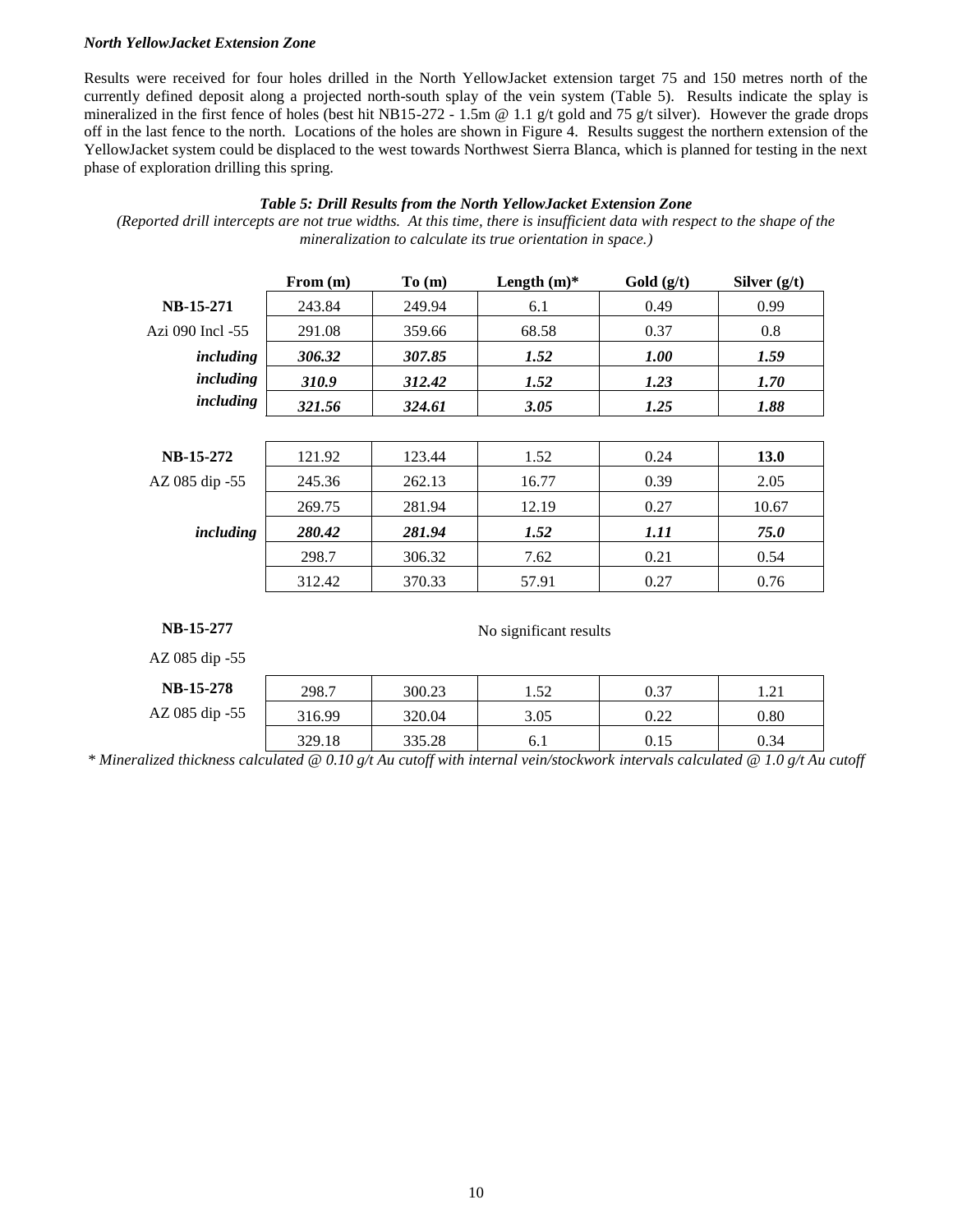***North YellowJacket Extension Zone***

Results were received for four holes drilled in the North YellowJacket extension target 75 and 150 metres north of the currently defined deposit along a projected north-south splay of the vein system (Table 5). Results indicate the splay is mineralized in the first fence of holes (best hit NB15-272 - 1.5m @ 1.1 g/t gold and 75 g/t silver). However the grade drops off in the last fence to the north. Locations of the holes are shown in Figure 4. Results suggest the northern extension of the YellowJacket system could be displaced to the west towards Northwest Sierra Blanca, which is planned for testing in the next phase of exploration drilling this spring.

***Table 5: Drill Results from the North YellowJacket Extension Zone***

*(Reported drill intercepts are not true widths. At this time, there is insufficient data with respect to the shape of the mineralization to calculate its true orientation in space.)*

| | From (m) | To (m) | Length (m)* | Gold (g/t) | Silver (g/t) |
|---|---|---|---|---|---|
| **NB-15-271** | 243.84 | 249.94 | 6.1 | 0.49 | 0.99 |
| Azi 090 Incl -55 | 291.08 | 359.66 | 68.58 | 0.37 | 0.8 |
| ***including*** | ***306.32*** | ***307.85*** | ***1.52*** | ***1.00*** | ***1.59*** |
| ***including*** | ***310.9*** | ***312.42*** | ***1.52*** | ***1.23*** | ***1.70*** |
| ***including*** | ***321.56*** | ***324.61*** | ***3.05*** | ***1.25*** | ***1.88*** |
| | | | | | |
| **NB-15-272** | 121.92 | 123.44 | 1.52 | 0.24 | **13.0** |
| AZ 085 dip -55 | 245.36 | 262.13 | 16.77 | 0.39 | 2.05 |
| | 269.75 | 281.94 | 12.19 | 0.27 | 10.67 |
| ***including*** | ***280.42*** | ***281.94*** | ***1.52*** | ***1.11*** | ***75.0*** |
| | 298.7 | 306.32 | 7.62 | 0.21 | 0.54 |
| | 312.42 | 370.33 | 57.91 | 0.27 | 0.76 |
| | | | | | |
| **NB-15-277** | | | No significant results | | |
| AZ 085 dip -55 | | | | | |
| **NB-15-278** | 298.7 | 300.23 | 1.52 | 0.37 | 1.21 |
| AZ 085 dip -55 | 316.99 | 320.04 | 3.05 | 0.22 | 0.80 |
| | 329.18 | 335.28 | 6.1 | 0.15 | 0.34 |

*\* Mineralized thickness calculated @ 0.10 g/t Au cutoff with internal vein/stockwork intervals calculated @ 1.0 g/t Au cutoff*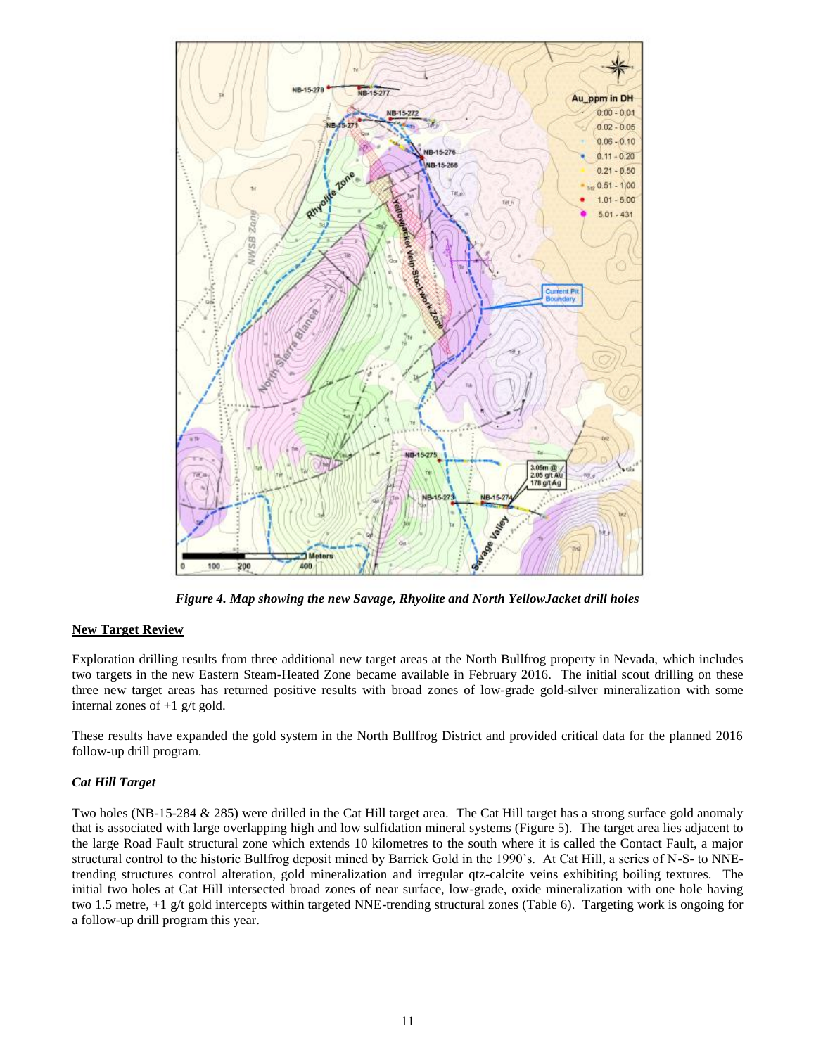*Figure 4. Map showing the new Savage, Rhyolite and North YellowJacket drill holes*

## New Target Review

Exploration drilling results from three additional new target areas at the North Bullfrog property in Nevada, which includes two targets in the new Eastern Steam-Heated Zone became available in February 2016. The initial scout drilling on these three new target areas has returned positive results with broad zones of low-grade gold-silver mineralization with some internal zones of +1 g/t gold.

These results have expanded the gold system in the North Bullfrog District and provided critical data for the planned 2016 follow-up drill program.

### *Cat Hill Target*

Two holes (NB-15-284 & 285) were drilled in the Cat Hill target area. The Cat Hill target has a strong surface gold anomaly that is associated with large overlapping high and low sulfidation mineral systems (Figure 5). The target area lies adjacent to the large Road Fault structural zone which extends 10 kilometres to the south where it is called the Contact Fault, a major structural control to the historic Bullfrog deposit mined by Barrick Gold in the 1990's. At Cat Hill, a series of N-S- to NNE-trending structures control alteration, gold mineralization and irregular qtz-calcite veins exhibiting boiling textures. The initial two holes at Cat Hill intersected broad zones of near surface, low-grade, oxide mineralization with one hole having two 1.5 metre, +1 g/t gold intercepts within targeted NNE-trending structural zones (Table 6). Targeting work is ongoing for a follow-up drill program this year.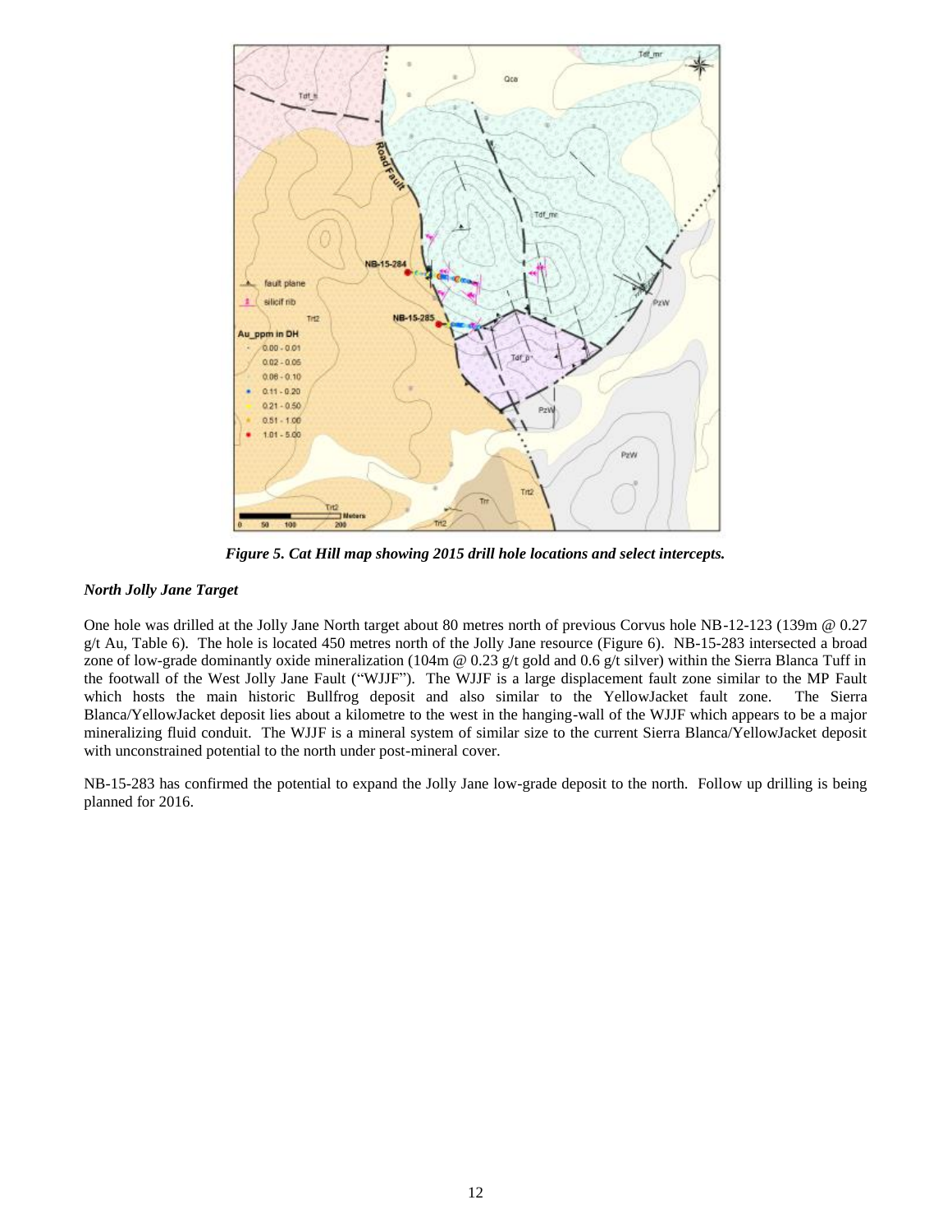*Figure 5. Cat Hill map showing 2015 drill hole locations and select intercepts.*

### *North Jolly Jane Target*

One hole was drilled at the Jolly Jane North target about 80 metres north of previous Corvus hole NB-12-123 (139m @ 0.27 g/t Au, Table 6). The hole is located 450 metres north of the Jolly Jane resource (Figure 6). NB-15-283 intersected a broad zone of low-grade dominantly oxide mineralization (104m @ 0.23 g/t gold and 0.6 g/t silver) within the Sierra Blanca Tuff in the footwall of the West Jolly Jane Fault ("WJJF"). The WJJF is a large displacement fault zone similar to the MP Fault which hosts the main historic Bullfrog deposit and also similar to the YellowJacket fault zone. The Sierra Blanca/YellowJacket deposit lies about a kilometre to the west in the hanging-wall of the WJJF which appears to be a major mineralizing fluid conduit. The WJJF is a mineral system of similar size to the current Sierra Blanca/YellowJacket deposit with unconstrained potential to the north under post-mineral cover.

NB-15-283 has confirmed the potential to expand the Jolly Jane low-grade deposit to the north. Follow up drilling is being planned for 2016.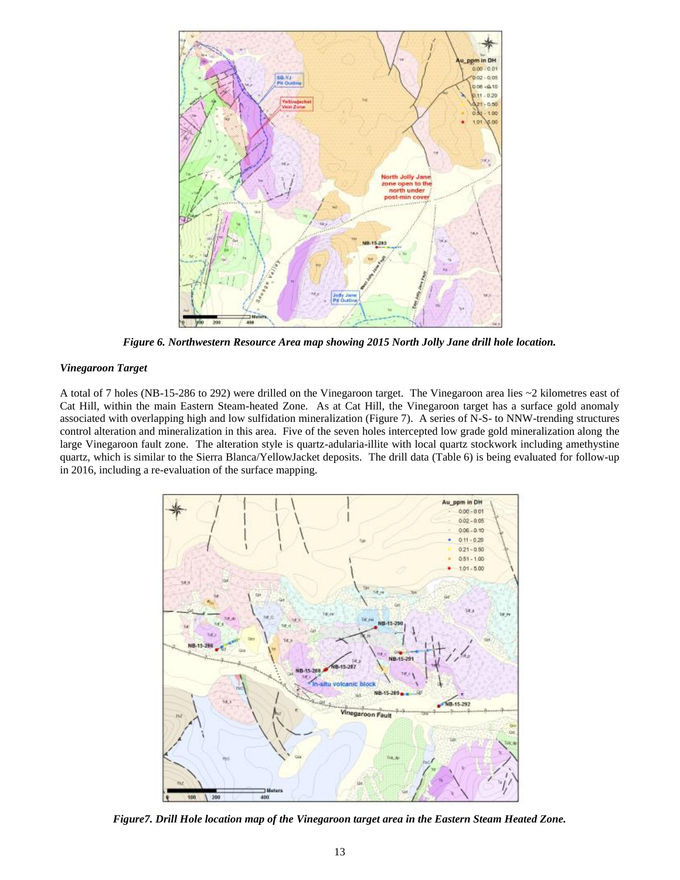*Figure 6. Northwestern Resource Area map showing 2015 North Jolly Jane drill hole location.*

### *Vinegaroon Target*

A total of 7 holes (NB-15-286 to 292) were drilled on the Vinegaroon target. The Vinegaroon area lies ~2 kilometres east of Cat Hill, within the main Eastern Steam-heated Zone. As at Cat Hill, the Vinegaroon target has a surface gold anomaly associated with overlapping high and low sulfidation mineralization (Figure 7). A series of N-S- to NNW-trending structures control alteration and mineralization in this area. Five of the seven holes intercepted low grade gold mineralization along the large Vinegaroon fault zone. The alteration style is quartz-adularia-illite with local quartz stockwork including amethystine quartz, which is similar to the Sierra Blanca/YellowJacket deposits. The drill data (Table 6) is being evaluated for follow-up in 2016, including a re-evaluation of the surface mapping.

*Figure7. Drill Hole location map of the Vinegaroon target area in the Eastern Steam Heated Zone.*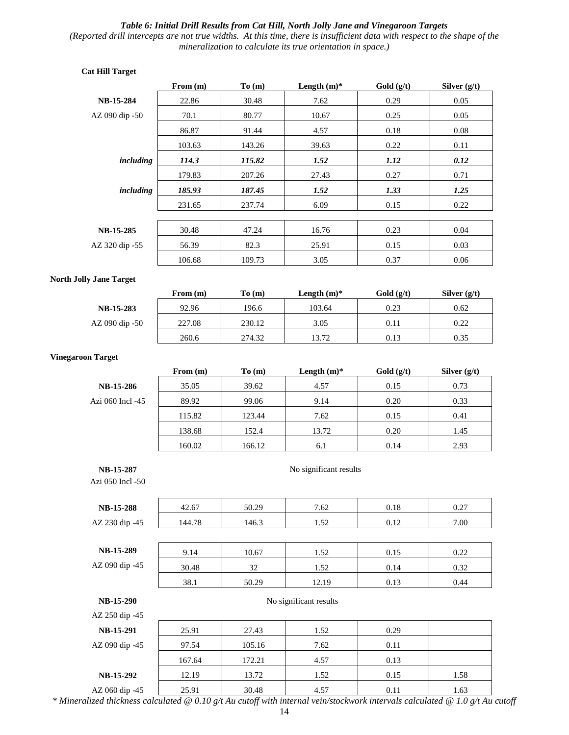***Table 6: Initial Drill Results from Cat Hill, North Jolly Jane and Vinegaroon Targets***

*(Reported drill intercepts are not true widths. At this time, there is insufficient data with respect to the shape of the mineralization to calculate its true orientation in space.)*

**Cat Hill Target**

| | From (m) | To (m) | Length (m)* | Gold (g/t) | Silver (g/t) |
|---|---|---|---|---|---|
| **NB-15-284** | 22.86 | 30.48 | 7.62 | 0.29 | 0.05 |
| AZ 090 dip -50 | 70.1 | 80.77 | 10.67 | 0.25 | 0.05 |
| | 86.87 | 91.44 | 4.57 | 0.18 | 0.08 |
| | 103.63 | 143.26 | 39.63 | 0.22 | 0.11 |
| ***including*** | ***114.3*** | ***115.82*** | ***1.52*** | ***1.12*** | ***0.12*** |
| | 179.83 | 207.26 | 27.43 | 0.27 | 0.71 |
| ***including*** | ***185.93*** | ***187.45*** | ***1.52*** | ***1.33*** | ***1.25*** |
| | 231.65 | 237.74 | 6.09 | 0.15 | 0.22 |
| **NB-15-285** | 30.48 | 47.24 | 16.76 | 0.23 | 0.04 |
| AZ 320 dip -55 | 56.39 | 82.3 | 25.91 | 0.15 | 0.03 |
| | 106.68 | 109.73 | 3.05 | 0.37 | 0.06 |

**North Jolly Jane Target**

| | From (m) | To (m) | Length (m)* | Gold (g/t) | Silver (g/t) |
|---|---|---|---|---|---|
| **NB-15-283** | 92.96 | 196.6 | 103.64 | 0.23 | 0.62 |
| AZ 090 dip -50 | 227.08 | 230.12 | 3.05 | 0.11 | 0.22 |
| | 260.6 | 274.32 | 13.72 | 0.13 | 0.35 |

**Vinegaroon Target**

| | From (m) | To (m) | Length (m)* | Gold (g/t) | Silver (g/t) |
|---|---|---|---|---|---|
| **NB-15-286** | 35.05 | 39.62 | 4.57 | 0.15 | 0.73 |
| Azi 060 Incl -45 | 89.92 | 99.06 | 9.14 | 0.20 | 0.33 |
| | 115.82 | 123.44 | 7.62 | 0.15 | 0.41 |
| | 138.68 | 152.4 | 13.72 | 0.20 | 1.45 |
| | 160.02 | 166.12 | 6.1 | 0.14 | 2.93 |
| **NB-15-287** | | | No significant results | | |
| Azi 050 Incl -50 | | | | | |
| **NB-15-288** | 42.67 | 50.29 | 7.62 | 0.18 | 0.27 |
| AZ 230 dip -45 | 144.78 | 146.3 | 1.52 | 0.12 | 7.00 |
| **NB-15-289** | 9.14 | 10.67 | 1.52 | 0.15 | 0.22 |
| AZ 090 dip -45 | 30.48 | 32 | 1.52 | 0.14 | 0.32 |
| | 38.1 | 50.29 | 12.19 | 0.13 | 0.44 |
| **NB-15-290** | | | No significant results | | |
| AZ 250 dip -45 | | | | | |
| **NB-15-291** | 25.91 | 27.43 | 1.52 | 0.29 | |
| AZ 090 dip -45 | 97.54 | 105.16 | 7.62 | 0.11 | |
| | 167.64 | 172.21 | 4.57 | 0.13 | |
| **NB-15-292** | 12.19 | 13.72 | 1.52 | 0.15 | 1.58 |
| AZ 060 dip -45 | 25.91 | 30.48 | 4.57 | 0.11 | 1.63 |

*\* Mineralized thickness calculated @ 0.10 g/t Au cutoff with internal vein/stockwork intervals calculated @ 1.0 g/t Au cutoff*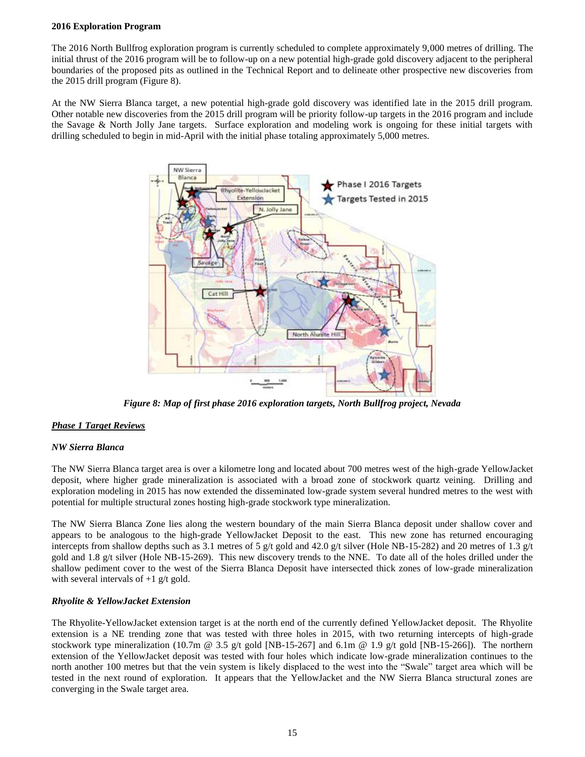**2016 Exploration Program**

The 2016 North Bullfrog exploration program is currently scheduled to complete approximately 9,000 metres of drilling. The initial thrust of the 2016 program will be to follow-up on a new potential high-grade gold discovery adjacent to the peripheral boundaries of the proposed pits as outlined in the Technical Report and to delineate other prospective new discoveries from the 2015 drill program (Figure 8).

At the NW Sierra Blanca target, a new potential high-grade gold discovery was identified late in the 2015 drill program. Other notable new discoveries from the 2015 drill program will be priority follow-up targets in the 2016 program and include the Savage & North Jolly Jane targets. Surface exploration and modeling work is ongoing for these initial targets with drilling scheduled to begin in mid-April with the initial phase totaling approximately 5,000 metres.

*Figure 8: Map of first phase 2016 exploration targets, North Bullfrog project, Nevada*

***Phase 1 Target Reviews***

***NW Sierra Blanca***

The NW Sierra Blanca target area is over a kilometre long and located about 700 metres west of the high-grade YellowJacket deposit, where higher grade mineralization is associated with a broad zone of stockwork quartz veining. Drilling and exploration modeling in 2015 has now extended the disseminated low-grade system several hundred metres to the west with potential for multiple structural zones hosting high-grade stockwork type mineralization.

The NW Sierra Blanca Zone lies along the western boundary of the main Sierra Blanca deposit under shallow cover and appears to be analogous to the high-grade YellowJacket Deposit to the east. This new zone has returned encouraging intercepts from shallow depths such as 3.1 metres of 5 g/t gold and 42.0 g/t silver (Hole NB-15-282) and 20 metres of 1.3 g/t gold and 1.8 g/t silver (Hole NB-15-269). This new discovery trends to the NNE. To date all of the holes drilled under the shallow pediment cover to the west of the Sierra Blanca Deposit have intersected thick zones of low-grade mineralization with several intervals of +1 g/t gold.

***Rhyolite & YellowJacket Extension***

The Rhyolite-YellowJacket extension target is at the north end of the currently defined YellowJacket deposit. The Rhyolite extension is a NE trending zone that was tested with three holes in 2015, with two returning intercepts of high-grade stockwork type mineralization (10.7m @ 3.5 g/t gold [NB-15-267] and 6.1m @ 1.9 g/t gold [NB-15-266]). The northern extension of the YellowJacket deposit was tested with four holes which indicate low-grade mineralization continues to the north another 100 metres but that the vein system is likely displaced to the west into the "Swale" target area which will be tested in the next round of exploration. It appears that the YellowJacket and the NW Sierra Blanca structural zones are converging in the Swale target area.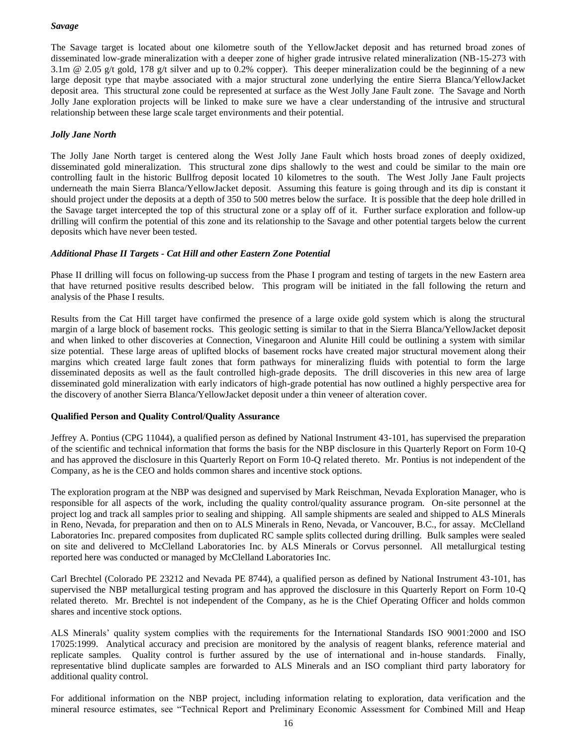***Savage***

The Savage target is located about one kilometre south of the YellowJacket deposit and has returned broad zones of disseminated low-grade mineralization with a deeper zone of higher grade intrusive related mineralization (NB-15-273 with 3.1m @ 2.05 g/t gold, 178 g/t silver and up to 0.2% copper). This deeper mineralization could be the beginning of a new large deposit type that maybe associated with a major structural zone underlying the entire Sierra Blanca/YellowJacket deposit area. This structural zone could be represented at surface as the West Jolly Jane Fault zone. The Savage and North Jolly Jane exploration projects will be linked to make sure we have a clear understanding of the intrusive and structural relationship between these large scale target environments and their potential.

***Jolly Jane North***

The Jolly Jane North target is centered along the West Jolly Jane Fault which hosts broad zones of deeply oxidized, disseminated gold mineralization. This structural zone dips shallowly to the west and could be similar to the main ore controlling fault in the historic Bullfrog deposit located 10 kilometres to the south. The West Jolly Jane Fault projects underneath the main Sierra Blanca/YellowJacket deposit. Assuming this feature is going through and its dip is constant it should project under the deposits at a depth of 350 to 500 metres below the surface. It is possible that the deep hole drilled in the Savage target intercepted the top of this structural zone or a splay off of it. Further surface exploration and follow-up drilling will confirm the potential of this zone and its relationship to the Savage and other potential targets below the current deposits which have never been tested.

***Additional Phase II Targets - Cat Hill and other Eastern Zone Potential***

Phase II drilling will focus on following-up success from the Phase I program and testing of targets in the new Eastern area that have returned positive results described below. This program will be initiated in the fall following the return and analysis of the Phase I results.

Results from the Cat Hill target have confirmed the presence of a large oxide gold system which is along the structural margin of a large block of basement rocks. This geologic setting is similar to that in the Sierra Blanca/YellowJacket deposit and when linked to other discoveries at Connection, Vinegaroon and Alunite Hill could be outlining a system with similar size potential. These large areas of uplifted blocks of basement rocks have created major structural movement along their margins which created large fault zones that form pathways for mineralizing fluids with potential to form the large disseminated deposits as well as the fault controlled high-grade deposits. The drill discoveries in this new area of large disseminated gold mineralization with early indicators of high-grade potential has now outlined a highly perspective area for the discovery of another Sierra Blanca/YellowJacket deposit under a thin veneer of alteration cover.

**Qualified Person and Quality Control/Quality Assurance**

Jeffrey A. Pontius (CPG 11044), a qualified person as defined by National Instrument 43-101, has supervised the preparation of the scientific and technical information that forms the basis for the NBP disclosure in this Quarterly Report on Form 10-Q and has approved the disclosure in this Quarterly Report on Form 10-Q related thereto. Mr. Pontius is not independent of the Company, as he is the CEO and holds common shares and incentive stock options.

The exploration program at the NBP was designed and supervised by Mark Reischman, Nevada Exploration Manager, who is responsible for all aspects of the work, including the quality control/quality assurance program. On-site personnel at the project log and track all samples prior to sealing and shipping. All sample shipments are sealed and shipped to ALS Minerals in Reno, Nevada, for preparation and then on to ALS Minerals in Reno, Nevada, or Vancouver, B.C., for assay. McClelland Laboratories Inc. prepared composites from duplicated RC sample splits collected during drilling. Bulk samples were sealed on site and delivered to McClelland Laboratories Inc. by ALS Minerals or Corvus personnel. All metallurgical testing reported here was conducted or managed by McClelland Laboratories Inc.

Carl Brechtel (Colorado PE 23212 and Nevada PE 8744), a qualified person as defined by National Instrument 43-101, has supervised the NBP metallurgical testing program and has approved the disclosure in this Quarterly Report on Form 10-Q related thereto. Mr. Brechtel is not independent of the Company, as he is the Chief Operating Officer and holds common shares and incentive stock options.

ALS Minerals' quality system complies with the requirements for the International Standards ISO 9001:2000 and ISO 17025:1999. Analytical accuracy and precision are monitored by the analysis of reagent blanks, reference material and replicate samples. Quality control is further assured by the use of international and in-house standards. Finally, representative blind duplicate samples are forwarded to ALS Minerals and an ISO compliant third party laboratory for additional quality control.

For additional information on the NBP project, including information relating to exploration, data verification and the mineral resource estimates, see "Technical Report and Preliminary Economic Assessment for Combined Mill and Heap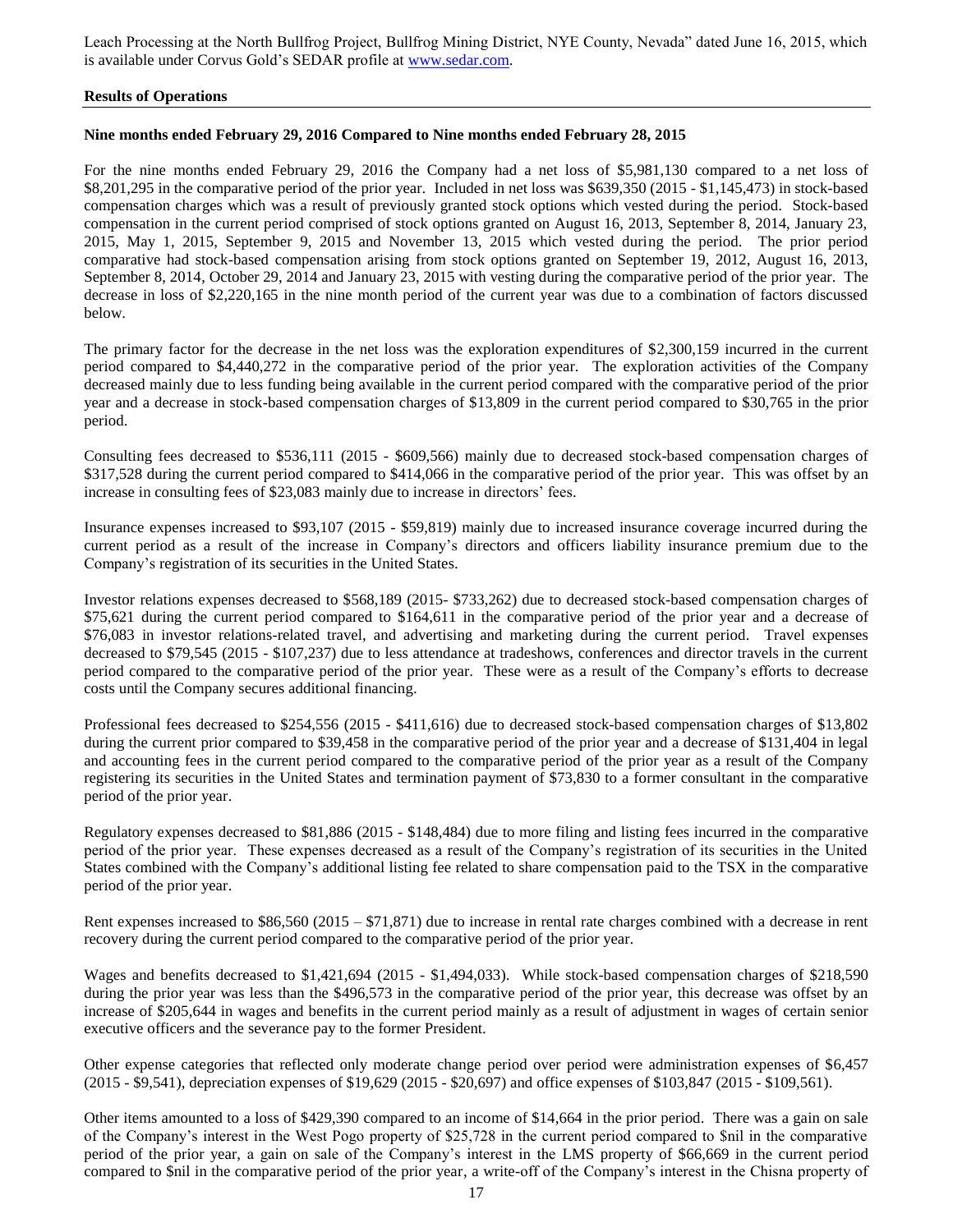Leach Processing at the North Bullfrog Project, Bullfrog Mining District, NYE County, Nevada" dated June 16, 2015, which is available under Corvus Gold's SEDAR profile at www.sedar.com.

**Results of Operations**

**Nine months ended February 29, 2016 Compared to Nine months ended February 28, 2015**

For the nine months ended February 29, 2016 the Company had a net loss of $5,981,130 compared to a net loss of $8,201,295 in the comparative period of the prior year. Included in net loss was $639,350 (2015 - $1,145,473) in stock-based compensation charges which was a result of previously granted stock options which vested during the period. Stock-based compensation in the current period comprised of stock options granted on August 16, 2013, September 8, 2014, January 23, 2015, May 1, 2015, September 9, 2015 and November 13, 2015 which vested during the period. The prior period comparative had stock-based compensation arising from stock options granted on September 19, 2012, August 16, 2013, September 8, 2014, October 29, 2014 and January 23, 2015 with vesting during the comparative period of the prior year. The decrease in loss of $2,220,165 in the nine month period of the current year was due to a combination of factors discussed below.

The primary factor for the decrease in the net loss was the exploration expenditures of $2,300,159 incurred in the current period compared to $4,440,272 in the comparative period of the prior year. The exploration activities of the Company decreased mainly due to less funding being available in the current period compared with the comparative period of the prior year and a decrease in stock-based compensation charges of $13,809 in the current period compared to $30,765 in the prior period.

Consulting fees decreased to $536,111 (2015 - $609,566) mainly due to decreased stock-based compensation charges of $317,528 during the current period compared to $414,066 in the comparative period of the prior year. This was offset by an increase in consulting fees of $23,083 mainly due to increase in directors' fees.

Insurance expenses increased to $93,107 (2015 - $59,819) mainly due to increased insurance coverage incurred during the current period as a result of the increase in Company's directors and officers liability insurance premium due to the Company's registration of its securities in the United States.

Investor relations expenses decreased to $568,189 (2015- $733,262) due to decreased stock-based compensation charges of $75,621 during the current period compared to $164,611 in the comparative period of the prior year and a decrease of $76,083 in investor relations-related travel, and advertising and marketing during the current period. Travel expenses decreased to $79,545 (2015 - $107,237) due to less attendance at tradeshows, conferences and director travels in the current period compared to the comparative period of the prior year. These were as a result of the Company's efforts to decrease costs until the Company secures additional financing.

Professional fees decreased to $254,556 (2015 - $411,616) due to decreased stock-based compensation charges of $13,802 during the current prior compared to $39,458 in the comparative period of the prior year and a decrease of $131,404 in legal and accounting fees in the current period compared to the comparative period of the prior year as a result of the Company registering its securities in the United States and termination payment of $73,830 to a former consultant in the comparative period of the prior year.

Regulatory expenses decreased to $81,886 (2015 - $148,484) due to more filing and listing fees incurred in the comparative period of the prior year. These expenses decreased as a result of the Company's registration of its securities in the United States combined with the Company's additional listing fee related to share compensation paid to the TSX in the comparative period of the prior year.

Rent expenses increased to $86,560 (2015 – $71,871) due to increase in rental rate charges combined with a decrease in rent recovery during the current period compared to the comparative period of the prior year.

Wages and benefits decreased to $1,421,694 (2015 - $1,494,033). While stock-based compensation charges of $218,590 during the prior year was less than the $496,573 in the comparative period of the prior year, this decrease was offset by an increase of $205,644 in wages and benefits in the current period mainly as a result of adjustment in wages of certain senior executive officers and the severance pay to the former President.

Other expense categories that reflected only moderate change period over period were administration expenses of $6,457 (2015 - $9,541), depreciation expenses of $19,629 (2015 - $20,697) and office expenses of $103,847 (2015 - $109,561).

Other items amounted to a loss of $429,390 compared to an income of $14,664 in the prior period. There was a gain on sale of the Company's interest in the West Pogo property of $25,728 in the current period compared to $nil in the comparative period of the prior year, a gain on sale of the Company's interest in the LMS property of $66,669 in the current period compared to $nil in the comparative period of the prior year, a write-off of the Company's interest in the Chisna property of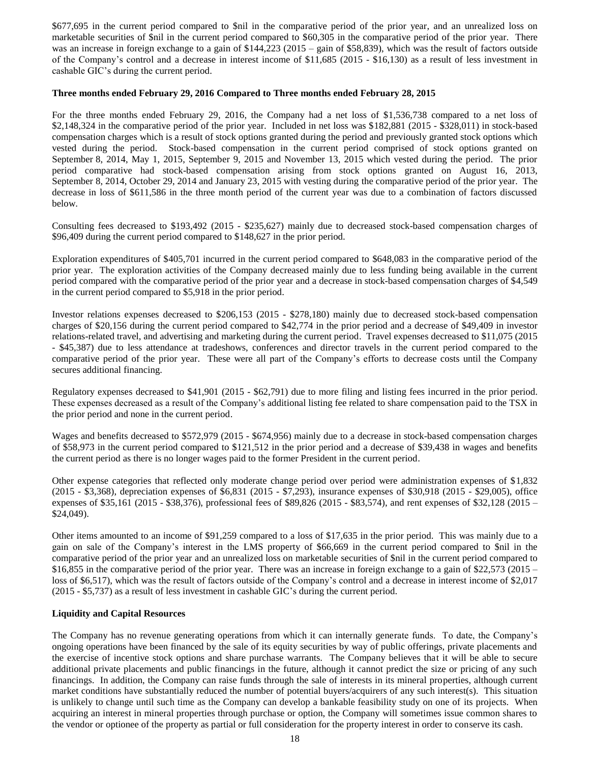$677,695 in the current period compared to $nil in the comparative period of the prior year, and an unrealized loss on marketable securities of $nil in the current period compared to $60,305 in the comparative period of the prior year. There was an increase in foreign exchange to a gain of $144,223 (2015 – gain of $58,839), which was the result of factors outside of the Company's control and a decrease in interest income of $11,685 (2015 - $16,130) as a result of less investment in cashable GIC's during the current period.

**Three months ended February 29, 2016 Compared to Three months ended February 28, 2015**

For the three months ended February 29, 2016, the Company had a net loss of $1,536,738 compared to a net loss of $2,148,324 in the comparative period of the prior year. Included in net loss was $182,881 (2015 - $328,011) in stock-based compensation charges which is a result of stock options granted during the period and previously granted stock options which vested during the period. Stock-based compensation in the current period comprised of stock options granted on September 8, 2014, May 1, 2015, September 9, 2015 and November 13, 2015 which vested during the period. The prior period comparative had stock-based compensation arising from stock options granted on August 16, 2013, September 8, 2014, October 29, 2014 and January 23, 2015 with vesting during the comparative period of the prior year. The decrease in loss of $611,586 in the three month period of the current year was due to a combination of factors discussed below.

Consulting fees decreased to $193,492 (2015 - $235,627) mainly due to decreased stock-based compensation charges of $96,409 during the current period compared to $148,627 in the prior period.

Exploration expenditures of $405,701 incurred in the current period compared to $648,083 in the comparative period of the prior year. The exploration activities of the Company decreased mainly due to less funding being available in the current period compared with the comparative period of the prior year and a decrease in stock-based compensation charges of $4,549 in the current period compared to $5,918 in the prior period.

Investor relations expenses decreased to $206,153 (2015 - $278,180) mainly due to decreased stock-based compensation charges of $20,156 during the current period compared to $42,774 in the prior period and a decrease of $49,409 in investor relations-related travel, and advertising and marketing during the current period. Travel expenses decreased to $11,075 (2015 - $45,387) due to less attendance at tradeshows, conferences and director travels in the current period compared to the comparative period of the prior year. These were all part of the Company's efforts to decrease costs until the Company secures additional financing.

Regulatory expenses decreased to $41,901 (2015 - $62,791) due to more filing and listing fees incurred in the prior period. These expenses decreased as a result of the Company's additional listing fee related to share compensation paid to the TSX in the prior period and none in the current period.

Wages and benefits decreased to $572,979 (2015 - $674,956) mainly due to a decrease in stock-based compensation charges of $58,973 in the current period compared to $121,512 in the prior period and a decrease of $39,438 in wages and benefits the current period as there is no longer wages paid to the former President in the current period.

Other expense categories that reflected only moderate change period over period were administration expenses of $1,832 (2015 - $3,368), depreciation expenses of $6,831 (2015 - $7,293), insurance expenses of $30,918 (2015 - $29,005), office expenses of $35,161 (2015 - $38,376), professional fees of $89,826 (2015 - $83,574), and rent expenses of $32,128 (2015 – $24,049).

Other items amounted to an income of $91,259 compared to a loss of $17,635 in the prior period. This was mainly due to a gain on sale of the Company's interest in the LMS property of $66,669 in the current period compared to $nil in the comparative period of the prior year and an unrealized loss on marketable securities of $nil in the current period compared to $16,855 in the comparative period of the prior year. There was an increase in foreign exchange to a gain of $22,573 (2015 – loss of $6,517), which was the result of factors outside of the Company's control and a decrease in interest income of $2,017 (2015 - $5,737) as a result of less investment in cashable GIC's during the current period.

**Liquidity and Capital Resources**

The Company has no revenue generating operations from which it can internally generate funds. To date, the Company's ongoing operations have been financed by the sale of its equity securities by way of public offerings, private placements and the exercise of incentive stock options and share purchase warrants. The Company believes that it will be able to secure additional private placements and public financings in the future, although it cannot predict the size or pricing of any such financings. In addition, the Company can raise funds through the sale of interests in its mineral properties, although current market conditions have substantially reduced the number of potential buyers/acquirers of any such interest(s). This situation is unlikely to change until such time as the Company can develop a bankable feasibility study on one of its projects. When acquiring an interest in mineral properties through purchase or option, the Company will sometimes issue common shares to the vendor or optionee of the property as partial or full consideration for the property interest in order to conserve its cash.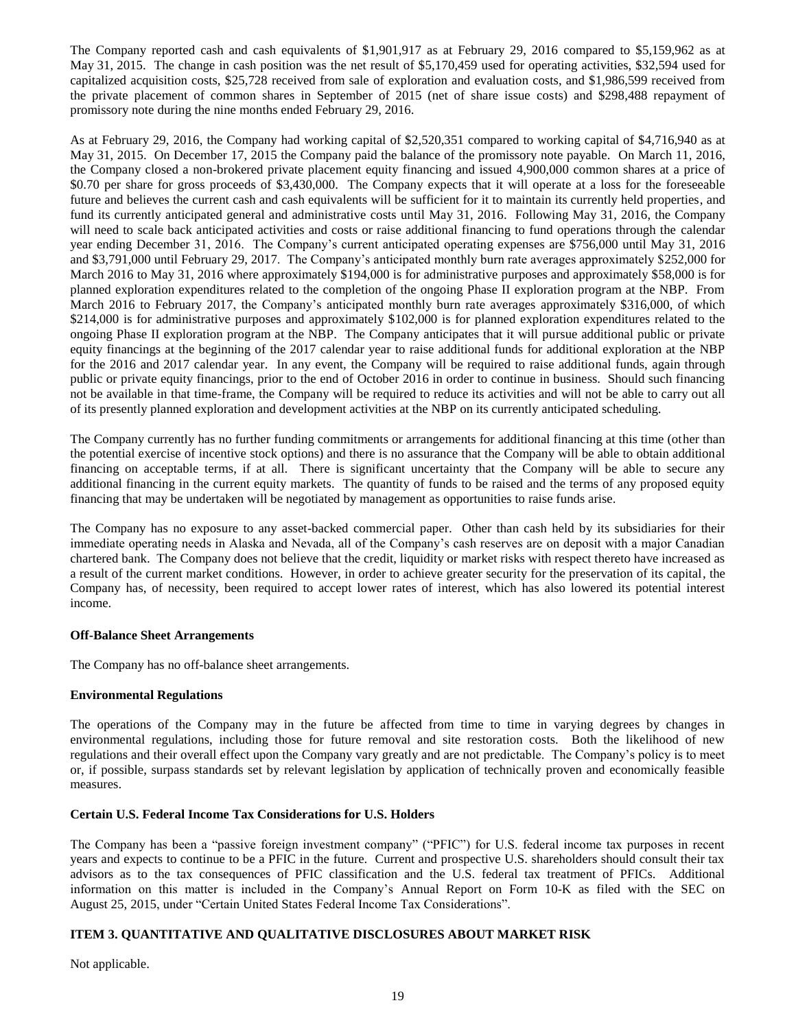The Company reported cash and cash equivalents of $1,901,917 as at February 29, 2016 compared to $5,159,962 as at May 31, 2015. The change in cash position was the net result of $5,170,459 used for operating activities, $32,594 used for capitalized acquisition costs, $25,728 received from sale of exploration and evaluation costs, and $1,986,599 received from the private placement of common shares in September of 2015 (net of share issue costs) and $298,488 repayment of promissory note during the nine months ended February 29, 2016.

As at February 29, 2016, the Company had working capital of $2,520,351 compared to working capital of $4,716,940 as at May 31, 2015. On December 17, 2015 the Company paid the balance of the promissory note payable. On March 11, 2016, the Company closed a non-brokered private placement equity financing and issued 4,900,000 common shares at a price of $0.70 per share for gross proceeds of $3,430,000. The Company expects that it will operate at a loss for the foreseeable future and believes the current cash and cash equivalents will be sufficient for it to maintain its currently held properties, and fund its currently anticipated general and administrative costs until May 31, 2016. Following May 31, 2016, the Company will need to scale back anticipated activities and costs or raise additional financing to fund operations through the calendar year ending December 31, 2016. The Company's current anticipated operating expenses are $756,000 until May 31, 2016 and $3,791,000 until February 29, 2017. The Company's anticipated monthly burn rate averages approximately $252,000 for March 2016 to May 31, 2016 where approximately $194,000 is for administrative purposes and approximately $58,000 is for planned exploration expenditures related to the completion of the ongoing Phase II exploration program at the NBP. From March 2016 to February 2017, the Company's anticipated monthly burn rate averages approximately $316,000, of which $214,000 is for administrative purposes and approximately $102,000 is for planned exploration expenditures related to the ongoing Phase II exploration program at the NBP. The Company anticipates that it will pursue additional public or private equity financings at the beginning of the 2017 calendar year to raise additional funds for additional exploration at the NBP for the 2016 and 2017 calendar year. In any event, the Company will be required to raise additional funds, again through public or private equity financings, prior to the end of October 2016 in order to continue in business. Should such financing not be available in that time-frame, the Company will be required to reduce its activities and will not be able to carry out all of its presently planned exploration and development activities at the NBP on its currently anticipated scheduling.

The Company currently has no further funding commitments or arrangements for additional financing at this time (other than the potential exercise of incentive stock options) and there is no assurance that the Company will be able to obtain additional financing on acceptable terms, if at all. There is significant uncertainty that the Company will be able to secure any additional financing in the current equity markets. The quantity of funds to be raised and the terms of any proposed equity financing that may be undertaken will be negotiated by management as opportunities to raise funds arise.

The Company has no exposure to any asset-backed commercial paper. Other than cash held by its subsidiaries for their immediate operating needs in Alaska and Nevada, all of the Company's cash reserves are on deposit with a major Canadian chartered bank. The Company does not believe that the credit, liquidity or market risks with respect thereto have increased as a result of the current market conditions. However, in order to achieve greater security for the preservation of its capital, the Company has, of necessity, been required to accept lower rates of interest, which has also lowered its potential interest income.

**Off-Balance Sheet Arrangements**

The Company has no off-balance sheet arrangements.

**Environmental Regulations**

The operations of the Company may in the future be affected from time to time in varying degrees by changes in environmental regulations, including those for future removal and site restoration costs. Both the likelihood of new regulations and their overall effect upon the Company vary greatly and are not predictable. The Company's policy is to meet or, if possible, surpass standards set by relevant legislation by application of technically proven and economically feasible measures.

**Certain U.S. Federal Income Tax Considerations for U.S. Holders**

The Company has been a "passive foreign investment company" ("PFIC") for U.S. federal income tax purposes in recent years and expects to continue to be a PFIC in the future. Current and prospective U.S. shareholders should consult their tax advisors as to the tax consequences of PFIC classification and the U.S. federal tax treatment of PFICs. Additional information on this matter is included in the Company's Annual Report on Form 10-K as filed with the SEC on August 25, 2015, under "Certain United States Federal Income Tax Considerations".

## ITEM 3. QUANTITATIVE AND QUALITATIVE DISCLOSURES ABOUT MARKET RISK

Not applicable.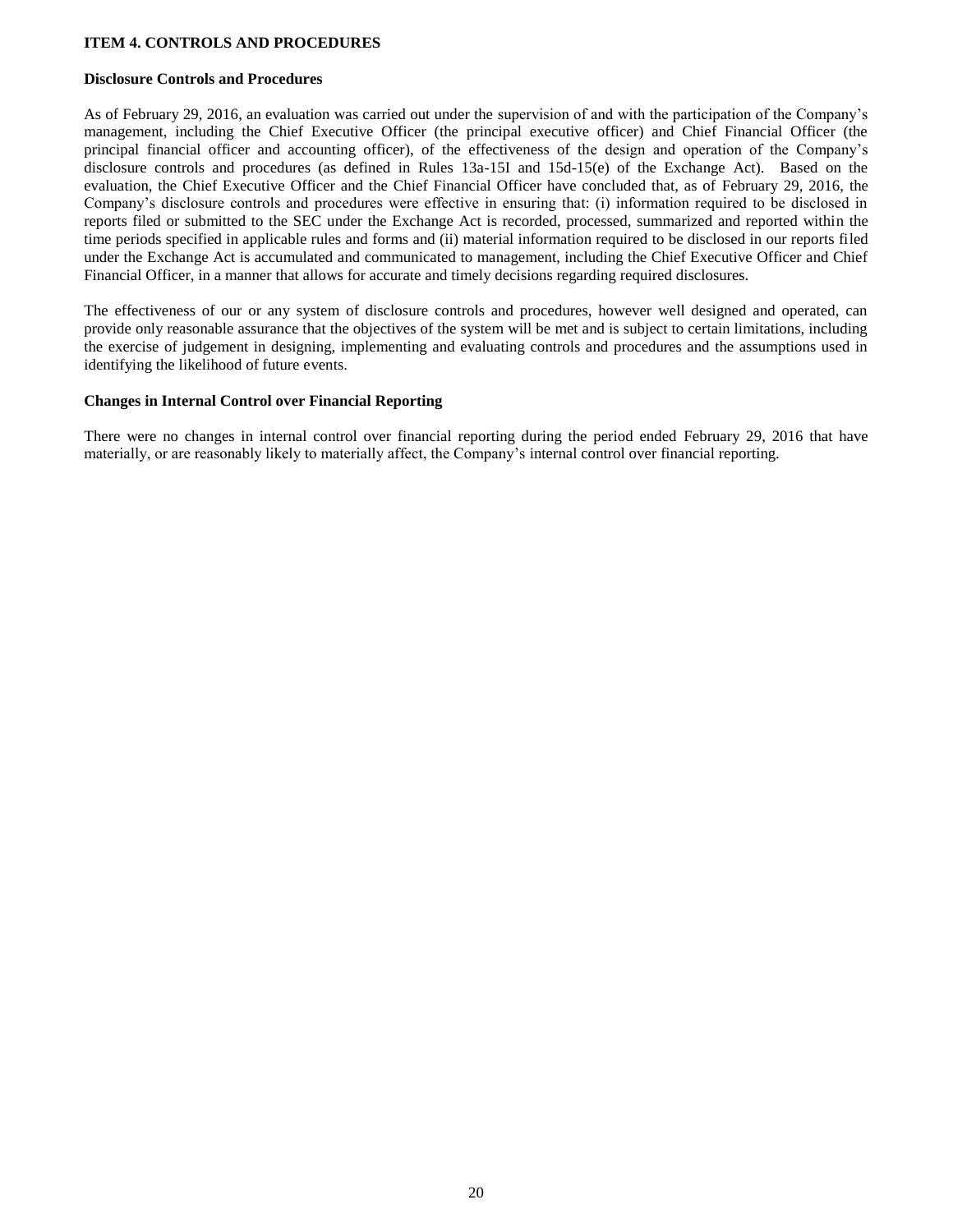**ITEM 4. CONTROLS AND PROCEDURES**

**Disclosure Controls and Procedures**

As of February 29, 2016, an evaluation was carried out under the supervision of and with the participation of the Company's management, including the Chief Executive Officer (the principal executive officer) and Chief Financial Officer (the principal financial officer and accounting officer), of the effectiveness of the design and operation of the Company's disclosure controls and procedures (as defined in Rules 13a-15I and 15d-15(e) of the Exchange Act). Based on the evaluation, the Chief Executive Officer and the Chief Financial Officer have concluded that, as of February 29, 2016, the Company's disclosure controls and procedures were effective in ensuring that: (i) information required to be disclosed in reports filed or submitted to the SEC under the Exchange Act is recorded, processed, summarized and reported within the time periods specified in applicable rules and forms and (ii) material information required to be disclosed in our reports filed under the Exchange Act is accumulated and communicated to management, including the Chief Executive Officer and Chief Financial Officer, in a manner that allows for accurate and timely decisions regarding required disclosures.

The effectiveness of our or any system of disclosure controls and procedures, however well designed and operated, can provide only reasonable assurance that the objectives of the system will be met and is subject to certain limitations, including the exercise of judgement in designing, implementing and evaluating controls and procedures and the assumptions used in identifying the likelihood of future events.

**Changes in Internal Control over Financial Reporting**

There were no changes in internal control over financial reporting during the period ended February 29, 2016 that have materially, or are reasonably likely to materially affect, the Company's internal control over financial reporting.